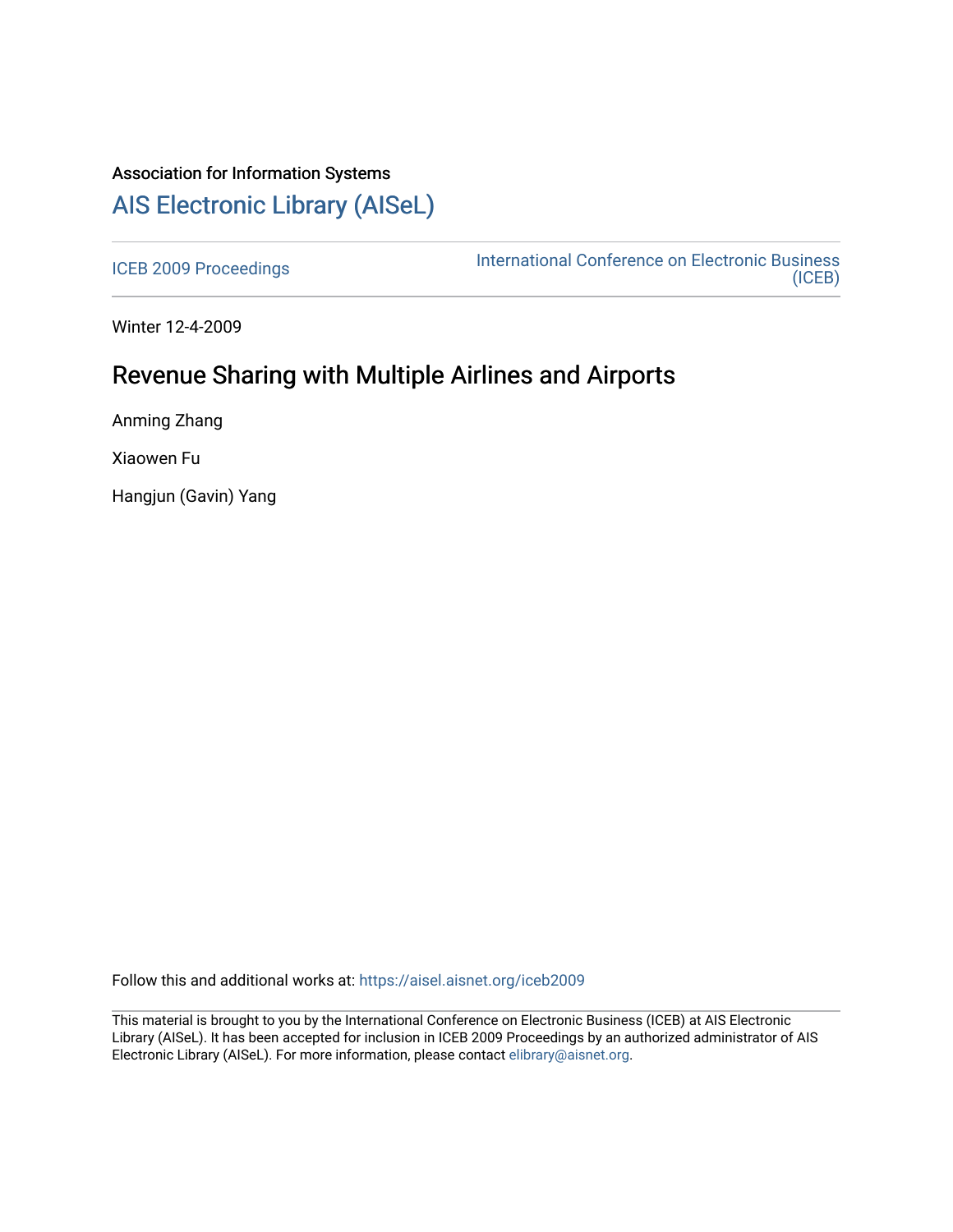Association for Information Systems

# AIS Electronic Library (AISeL)

ICEB 2009 Proceedings

International Conference on Electronic Business (ICEB)

Winter 12-4-2009

## Revenue Sharing with Multiple Airlines and Airports

Anming Zhang

Xiaowen Fu

Hangjun (Gavin) Yang

Follow this and additional works at: https://aisel.aisnet.org/iceb2009

This material is brought to you by the International Conference on Electronic Business (ICEB) at AIS Electronic Library (AISeL). It has been accepted for inclusion in ICEB 2009 Proceedings by an authorized administrator of AIS Electronic Library (AISeL). For more information, please contact elibrary@aisnet.org.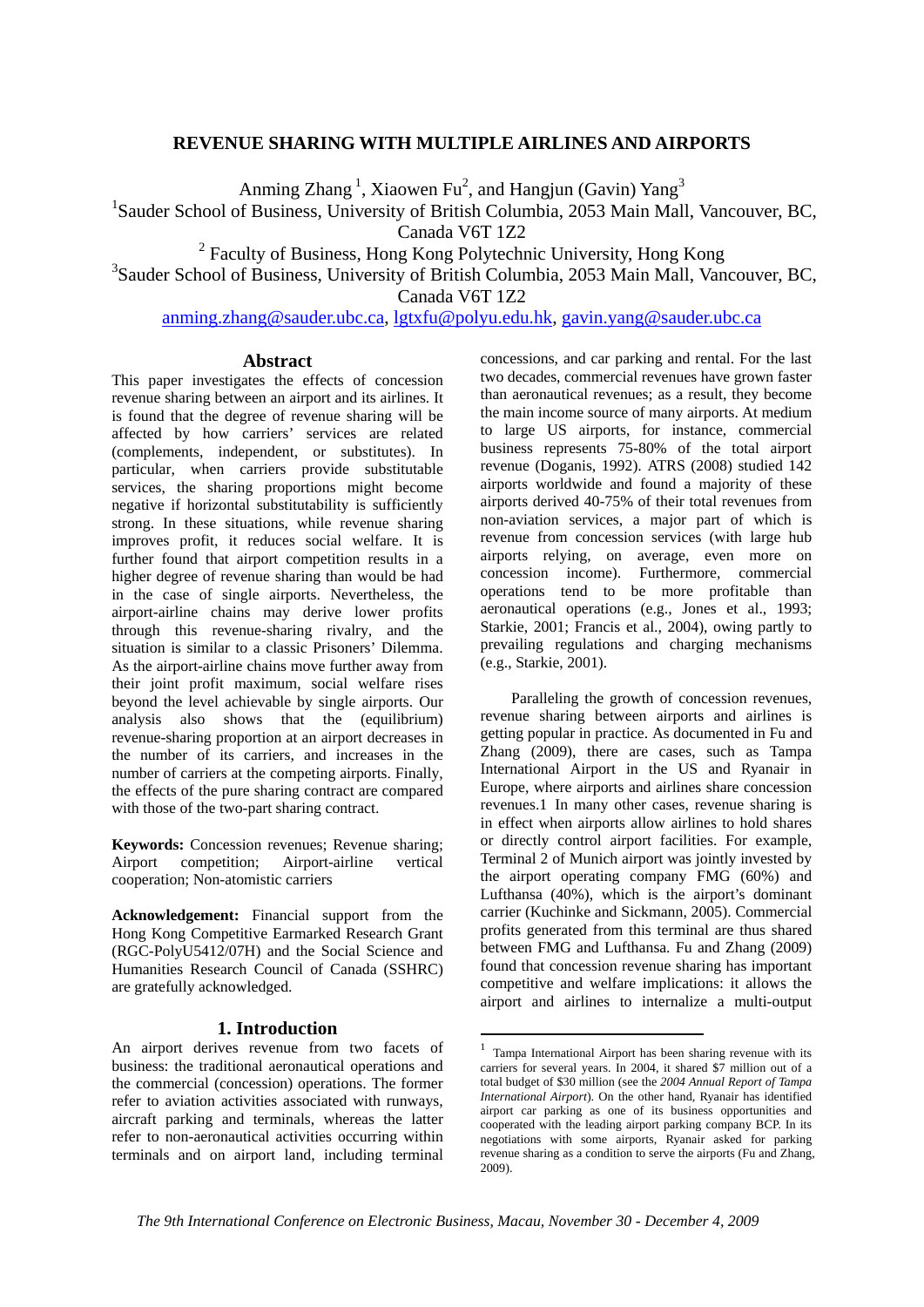# REVENUE SHARING WITH MULTIPLE AIRLINES AND AIRPORTS

Anming Zhang [1], Xiaowen Fu[2], and Hangjun (Gavin) Yang[3]

[1]Sauder School of Business, University of British Columbia, 2053 Main Mall, Vancouver, BC, Canada V6T 1Z2

[2] Faculty of Business, Hong Kong Polytechnic University, Hong Kong

[3]Sauder School of Business, University of British Columbia, 2053 Main Mall, Vancouver, BC, Canada V6T 1Z2

anming.zhang@sauder.ubc.ca, lgtxfu@polyu.edu.hk, gavin.yang@sauder.ubc.ca

## Abstract

This paper investigates the effects of concession revenue sharing between an airport and its airlines. It is found that the degree of revenue sharing will be affected by how carriers' services are related (complements, independent, or substitutes). In particular, when carriers provide substitutable services, the sharing proportions might become negative if horizontal substitutability is sufficiently strong. In these situations, while revenue sharing improves profit, it reduces social welfare. It is further found that airport competition results in a higher degree of revenue sharing than would be had in the case of single airports. Nevertheless, the airport-airline chains may derive lower profits through this revenue-sharing rivalry, and the situation is similar to a classic Prisoners' Dilemma. As the airport-airline chains move further away from their joint profit maximum, social welfare rises beyond the level achievable by single airports. Our analysis also shows that the (equilibrium) revenue-sharing proportion at an airport decreases in the number of its carriers, and increases in the number of carriers at the competing airports. Finally, the effects of the pure sharing contract are compared with those of the two-part sharing contract.

**Keywords:** Concession revenues; Revenue sharing; Airport competition; Airport-airline vertical cooperation; Non-atomistic carriers

**Acknowledgement:** Financial support from the Hong Kong Competitive Earmarked Research Grant (RGC-PolyU5412/07H) and the Social Science and Humanities Research Council of Canada (SSHRC) are gratefully acknowledged.

## 1. Introduction

An airport derives revenue from two facets of business: the traditional aeronautical operations and the commercial (concession) operations. The former refer to aviation activities associated with runways, aircraft parking and terminals, whereas the latter refer to non-aeronautical activities occurring within terminals and on airport land, including terminal concessions, and car parking and rental. For the last two decades, commercial revenues have grown faster than aeronautical revenues; as a result, they become the main income source of many airports. At medium to large US airports, for instance, commercial business represents 75-80% of the total airport revenue (Doganis, 1992). ATRS (2008) studied 142 airports worldwide and found a majority of these airports derived 40-75% of their total revenues from non-aviation services, a major part of which is revenue from concession services (with large hub airports relying, on average, even more on concession income). Furthermore, commercial operations tend to be more profitable than aeronautical operations (e.g., Jones et al., 1993; Starkie, 2001; Francis et al., 2004), owing partly to prevailing regulations and charging mechanisms (e.g., Starkie, 2001).

Paralleling the growth of concession revenues, revenue sharing between airports and airlines is getting popular in practice. As documented in Fu and Zhang (2009), there are cases, such as Tampa International Airport in the US and Ryanair in Europe, where airports and airlines share concession revenues.[1] In many other cases, revenue sharing is in effect when airports allow airlines to hold shares or directly control airport facilities. For example, Terminal 2 of Munich airport was jointly invested by the airport operating company FMG (60%) and Lufthansa (40%), which is the airport's dominant carrier (Kuchinke and Sickmann, 2005). Commercial profits generated from this terminal are thus shared between FMG and Lufthansa. Fu and Zhang (2009) found that concession revenue sharing has important competitive and welfare implications: it allows the airport and airlines to internalize a multi-output

[1] Tampa International Airport has been sharing revenue with its carriers for several years. In 2004, it shared $7 million out of a total budget of $30 million (see the *2004 Annual Report of Tampa International Airport*). On the other hand, Ryanair has identified airport car parking as one of its business opportunities and cooperated with the leading airport parking company BCP. In its negotiations with some airports, Ryanair asked for parking revenue sharing as a condition to serve the airports (Fu and Zhang, 2009).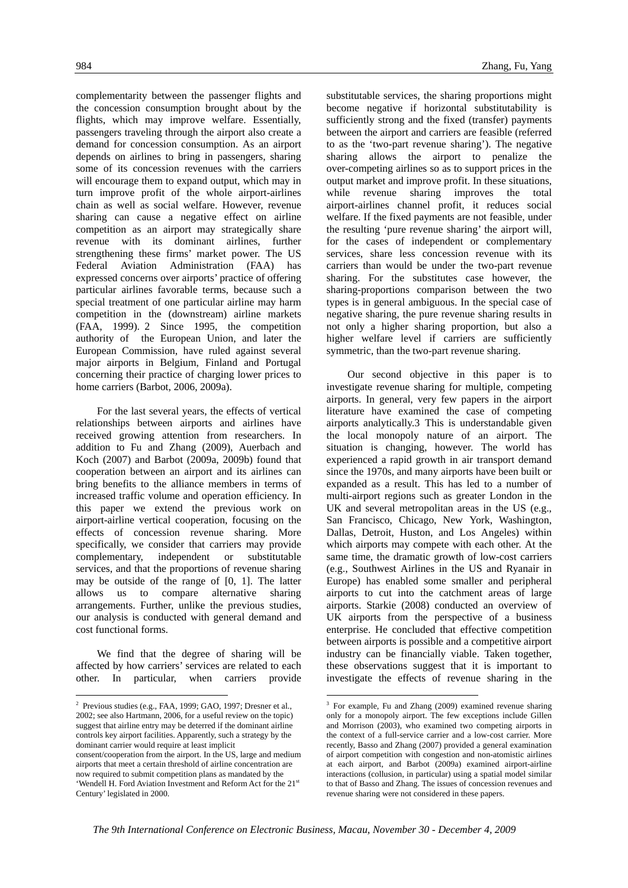complementarity between the passenger flights and the concession consumption brought about by the flights, which may improve welfare. Essentially, passengers traveling through the airport also create a demand for concession consumption. As an airport depends on airlines to bring in passengers, sharing some of its concession revenues with the carriers will encourage them to expand output, which may in turn improve profit of the whole airport-airlines chain as well as social welfare. However, revenue sharing can cause a negative effect on airline competition as an airport may strategically share revenue with its dominant airlines, further strengthening these firms' market power. The US Federal Aviation Administration (FAA) has expressed concerns over airports' practice of offering particular airlines favorable terms, because such a special treatment of one particular airline may harm competition in the (downstream) airline markets (FAA, 1999). 2 Since 1995, the competition authority of the European Union, and later the European Commission, have ruled against several major airports in Belgium, Finland and Portugal concerning their practice of charging lower prices to home carriers (Barbot, 2006, 2009a).

For the last several years, the effects of vertical relationships between airports and airlines have received growing attention from researchers. In addition to Fu and Zhang (2009), Auerbach and Koch (2007) and Barbot (2009a, 2009b) found that cooperation between an airport and its airlines can bring benefits to the alliance members in terms of increased traffic volume and operation efficiency. In this paper we extend the previous work on airport-airline vertical cooperation, focusing on the effects of concession revenue sharing. More specifically, we consider that carriers may provide complementary, independent or substitutable services, and that the proportions of revenue sharing may be outside of the range of [0, 1]. The latter allows us to compare alternative sharing arrangements. Further, unlike the previous studies, our analysis is conducted with general demand and cost functional forms.

We find that the degree of sharing will be affected by how carriers' services are related to each other. In particular, when carriers provide substitutable services, the sharing proportions might become negative if horizontal substitutability is sufficiently strong and the fixed (transfer) payments between the airport and carriers are feasible (referred to as the 'two-part revenue sharing'). The negative sharing allows the airport to penalize the over-competing airlines so as to support prices in the output market and improve profit. In these situations, while revenue sharing improves the total airport-airlines channel profit, it reduces social welfare. If the fixed payments are not feasible, under the resulting 'pure revenue sharing' the airport will, for the cases of independent or complementary services, share less concession revenue with its carriers than would be under the two-part revenue sharing. For the substitutes case however, the sharing-proportions comparison between the two types is in general ambiguous. In the special case of negative sharing, the pure revenue sharing results in not only a higher sharing proportion, but also a higher welfare level if carriers are sufficiently symmetric, than the two-part revenue sharing.

Our second objective in this paper is to investigate revenue sharing for multiple, competing airports. In general, very few papers in the airport literature have examined the case of competing airports analytically.3 This is understandable given the local monopoly nature of an airport. The situation is changing, however. The world has experienced a rapid growth in air transport demand since the 1970s, and many airports have been built or expanded as a result. This has led to a number of multi-airport regions such as greater London in the UK and several metropolitan areas in the US (e.g., San Francisco, Chicago, New York, Washington, Dallas, Detroit, Huston, and Los Angeles) within which airports may compete with each other. At the same time, the dramatic growth of low-cost carriers (e.g., Southwest Airlines in the US and Ryanair in Europe) has enabled some smaller and peripheral airports to cut into the catchment areas of large airports. Starkie (2008) conducted an overview of UK airports from the perspective of a business enterprise. He concluded that effective competition between airports is possible and a competitive airport industry can be financially viable. Taken together, these observations suggest that it is important to investigate the effects of revenue sharing in the

---

[2] Previous studies (e.g., FAA, 1999; GAO, 1997; Dresner et al., 2002; see also Hartmann, 2006, for a useful review on the topic) suggest that airline entry may be deterred if the dominant airline controls key airport facilities. Apparently, such a strategy by the dominant carrier would require at least implicit consent/cooperation from the airport. In the US, large and medium airports that meet a certain threshold of airline concentration are now required to submit competition plans as mandated by the 'Wendell H. Ford Aviation Investment and Reform Act for the 21st Century' legislated in 2000.

[3] For example, Fu and Zhang (2009) examined revenue sharing only for a monopoly airport. The few exceptions include Gillen and Morrison (2003), who examined two competing airports in the context of a full-service carrier and a low-cost carrier. More recently, Basso and Zhang (2007) provided a general examination of airport competition with congestion and non-atomistic airlines at each airport, and Barbot (2009a) examined airport-airline interactions (collusion, in particular) using a spatial model similar to that of Basso and Zhang. The issues of concession revenues and revenue sharing were not considered in these papers.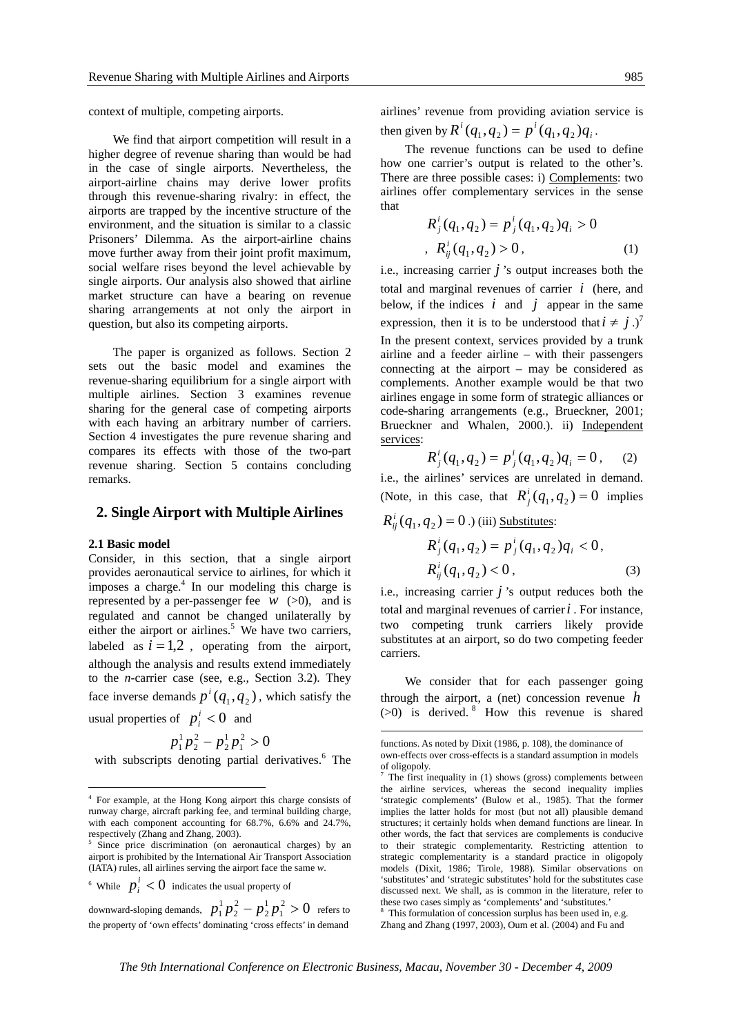context of multiple, competing airports.

We find that airport competition will result in a higher degree of revenue sharing than would be had in the case of single airports. Nevertheless, the airport-airline chains may derive lower profits through this revenue-sharing rivalry: in effect, the airports are trapped by the incentive structure of the environment, and the situation is similar to a classic Prisoners' Dilemma. As the airport-airline chains move further away from their joint profit maximum, social welfare rises beyond the level achievable by single airports. Our analysis also showed that airline market structure can have a bearing on revenue sharing arrangements at not only the airport in question, but also its competing airports.

The paper is organized as follows. Section 2 sets out the basic model and examines the revenue-sharing equilibrium for a single airport with multiple airlines. Section 3 examines revenue sharing for the general case of competing airports with each having an arbitrary number of carriers. Section 4 investigates the pure revenue sharing and compares its effects with those of the two-part revenue sharing. Section 5 contains concluding remarks.

## 2. Single Airport with Multiple Airlines

### 2.1 Basic model

Consider, in this section, that a single airport provides aeronautical service to airlines, for which it imposes a charge.[4] In our modeling this charge is represented by a per-passenger fee $w$ (>0), and is regulated and cannot be changed unilaterally by either the airport or airlines.[5] We have two carriers, labeled as $i = 1,2$, operating from the airport, although the analysis and results extend immediately to the *n*-carrier case (see, e.g., Section 3.2). They face inverse demands $p^i(q_1, q_2)$, which satisfy the usual properties of $p_i^i < 0$ and

$$p_1^1 p_2^2 - p_2^1 p_1^2 > 0$$

with subscripts denoting partial derivatives.[6] The airlines' revenue from providing aviation service is then given by $R^i(q_1, q_2) = p^i(q_1, q_2)q_i$.

The revenue functions can be used to define how one carrier's output is related to the other's. There are three possible cases: i) Complements: two airlines offer complementary services in the sense that

$$R_j^i(q_1, q_2) = p_j^i(q_1, q_2)q_i > 0$$
$$, \; R_{ij}^i(q_1, q_2) > 0, \tag{1}$$

i.e., increasing carrier $j$'s output increases both the total and marginal revenues of carrier $i$ (here, and below, if the indices $i$ and $j$ appear in the same expression, then it is to be understood that $i \neq j$.)[7] In the present context, services provided by a trunk airline and a feeder airline – with their passengers connecting at the airport – may be considered as complements. Another example would be that two airlines engage in some form of strategic alliances or code-sharing arrangements (e.g., Brueckner, 2001; Brueckner and Whalen, 2000.). ii) Independent services:

$$R_j^i(q_1, q_2) = p_j^i(q_1, q_2)q_i = 0, \tag{2}$$

i.e., the airlines' services are unrelated in demand. (Note, in this case, that $R_j^i(q_1, q_2) = 0$ implies $R_{ij}^i(q_1, q_2) = 0$.) (iii) Substitutes:

$$R_j^i(q_1, q_2) = p_j^i(q_1, q_2)q_i < 0,$$
$$R_{ij}^i(q_1, q_2) < 0, \tag{3}$$

i.e., increasing carrier $j$'s output reduces both the total and marginal revenues of carrier $i$. For instance, two competing trunk carriers likely provide substitutes at an airport, so do two competing feeder carriers.

We consider that for each passenger going through the airport, a (net) concession revenue $h$ (>0) is derived.[8] How this revenue is shared

---

[4] For example, at the Hong Kong airport this charge consists of runway charge, aircraft parking fee, and terminal building charge, with each component accounting for 68.7%, 6.6% and 24.7%, respectively (Zhang and Zhang, 2003).

[5] Since price discrimination (on aeronautical charges) by an airport is prohibited by the International Air Transport Association (IATA) rules, all airlines serving the airport face the same $w$.

[6] While $p_i^i < 0$ indicates the usual property of downward-sloping demands, $p_1^1 p_2^2 - p_2^1 p_1^2 > 0$ refers to the property of 'own effects' dominating 'cross effects' in demand functions. As noted by Dixit (1986, p. 108), the dominance of own-effects over cross-effects is a standard assumption in models of oligopoly.

[7] The first inequality in (1) shows (gross) complements between the airline services, whereas the second inequality implies 'strategic complements' (Bulow et al., 1985). That the former implies the latter holds for most (but not all) plausible demand structures; it certainly holds when demand functions are linear. In other words, the fact that services are complements is conducive to their strategic complementarity. Restricting attention to strategic complementarity is a standard practice in oligopoly models (Dixit, 1986; Tirole, 1988). Similar observations on 'substitutes' and 'strategic substitutes' hold for the substitutes case discussed next. We shall, as is common in the literature, refer to these two cases simply as 'complements' and 'substitutes.'

[8] This formulation of concession surplus has been used in, e.g. Zhang and Zhang (1997, 2003), Oum et al. (2004) and Fu and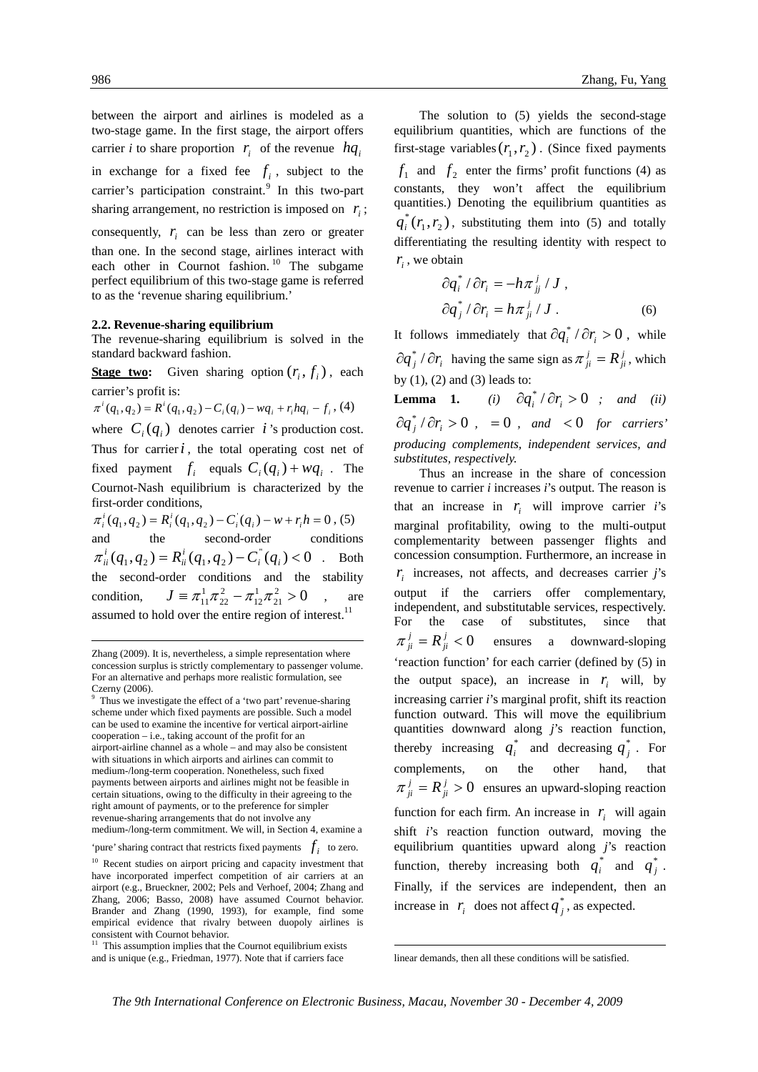between the airport and airlines is modeled as a two-stage game. In the first stage, the airport offers carrier $i$ to share proportion $r_i$ of the revenue $hq_i$ in exchange for a fixed fee $f_i$, subject to the carrier's participation constraint.[9] In this two-part sharing arrangement, no restriction is imposed on $r_i$; consequently, $r_i$ can be less than zero or greater than one. In the second stage, airlines interact with each other in Cournot fashion.[10] The subgame perfect equilibrium of this two-stage game is referred to as the 'revenue sharing equilibrium.'

### 2.2. Revenue-sharing equilibrium

The revenue-sharing equilibrium is solved in the standard backward fashion.

**Stage two:** Given sharing option $(r_i, f_i)$, each carrier's profit is:

$$\pi^i(q_1, q_2) = R^i(q_1, q_2) - C_i(q_i) - wq_i + r_i h q_i - f_i \text{ , (4)}$$

where $C_i(q_i)$ denotes carrier $i$'s production cost. Thus for carrier $i$, the total operating cost net of fixed payment $f_i$ equals $C_i(q_i) + wq_i$. The Cournot-Nash equilibrium is characterized by the first-order conditions,

$$\pi_i^i(q_1, q_2) = R_i^i(q_1, q_2) - C_i^{'}(q_i) - w + r_i h = 0 \text{ , (5)}$$

and the second-order conditions $\pi_{ii}^i(q_1, q_2) = R_{ii}^i(q_1, q_2) - C_i^{''}(q_i) < 0$. Both the second-order conditions and the stability condition, $J \equiv \pi_{11}^1 \pi_{22}^2 - \pi_{12}^1 \pi_{21}^2 > 0$, are assumed to hold over the entire region of interest.[11]

The solution to (5) yields the second-stage equilibrium quantities, which are functions of the first-stage variables $(r_1, r_2)$. (Since fixed payments $f_1$ and $f_2$ enter the firms' profit functions (4) as constants, they won't affect the equilibrium quantities.) Denoting the equilibrium quantities as $q_i^*(r_1, r_2)$, substituting them into (5) and totally differentiating the resulting identity with respect to $r_i$, we obtain

$$\partial q_i^* / \partial r_i = -h \pi_{jj}^j / J \text{ ,}$$
$$\partial q_j^* / \partial r_i = h \pi_{ji}^j / J \text{ .} \quad (6)$$

It follows immediately that $\partial q_i^* / \partial r_i > 0$, while $\partial q_j^* / \partial r_i$ having the same sign as $\pi_{ji}^j = R_{ji}^j$, which by (1), (2) and (3) leads to:

**Lemma 1.** *(i)* $\partial q_i^* / \partial r_i > 0$ *; and (ii)* $\partial q_j^* / \partial r_i > 0$ *,* $= 0$ *, and* $< 0$ *for carriers' producing complements, independent services, and substitutes, respectively.*

Thus an increase in the share of concession revenue to carrier $i$ increases $i$'s output. The reason is that an increase in $r_i$ will improve carrier $i$'s marginal profitability, owing to the multi-output complementarity between passenger flights and concession consumption. Furthermore, an increase in $r_i$ increases, not affects, and decreases carrier $j$'s output if the carriers offer complementary, independent, and substitutable services, respectively. For the case of substitutes, since that $\pi_{ji}^j = R_{ji}^j < 0$ ensures a downward-sloping 'reaction function' for each carrier (defined by (5) in the output space), an increase in $r_i$ will, by increasing carrier $i$'s marginal profit, shift its reaction function outward. This will move the equilibrium quantities downward along $j$'s reaction function, thereby increasing $q_i^*$ and decreasing $q_j^*$. For complements, on the other hand, that $\pi_{ji}^j = R_{ji}^j > 0$ ensures an upward-sloping reaction function for each firm. An increase in $r_i$ will again shift $i$'s reaction function outward, moving the equilibrium quantities upward along $j$'s reaction function, thereby increasing both $q_i^*$ and $q_j^*$. Finally, if the services are independent, then an increase in $r_i$ does not affect $q_j^*$, as expected.

---

Zhang (2009). It is, nevertheless, a simple representation where concession surplus is strictly complementary to passenger volume. For an alternative and perhaps more realistic formulation, see Czerny (2006).

[9] Thus we investigate the effect of a 'two part' revenue-sharing scheme under which fixed payments are possible. Such a model can be used to examine the incentive for vertical airport-airline cooperation – i.e., taking account of the profit for an airport-airline channel as a whole – and may also be consistent with situations in which airports and airlines can commit to medium-/long-term cooperation. Nonetheless, such fixed payments between airports and airlines might not be feasible in certain situations, owing to the difficulty in their agreeing to the right amount of payments, or to the preference for simpler revenue-sharing arrangements that do not involve any medium-/long-term commitment. We will, in Section 4, examine a 'pure' sharing contract that restricts fixed payments $f_i$ to zero.

[10] Recent studies on airport pricing and capacity investment that have incorporated imperfect competition of air carriers at an airport (e.g., Brueckner, 2002; Pels and Verhoef, 2004; Zhang and Zhang, 2006; Basso, 2008) have assumed Cournot behavior. Brander and Zhang (1990, 1993), for example, find some empirical evidence that rivalry between duopoly airlines is consistent with Cournot behavior.

[11] This assumption implies that the Cournot equilibrium exists and is unique (e.g., Friedman, 1977). Note that if carriers face linear demands, then all these conditions will be satisfied.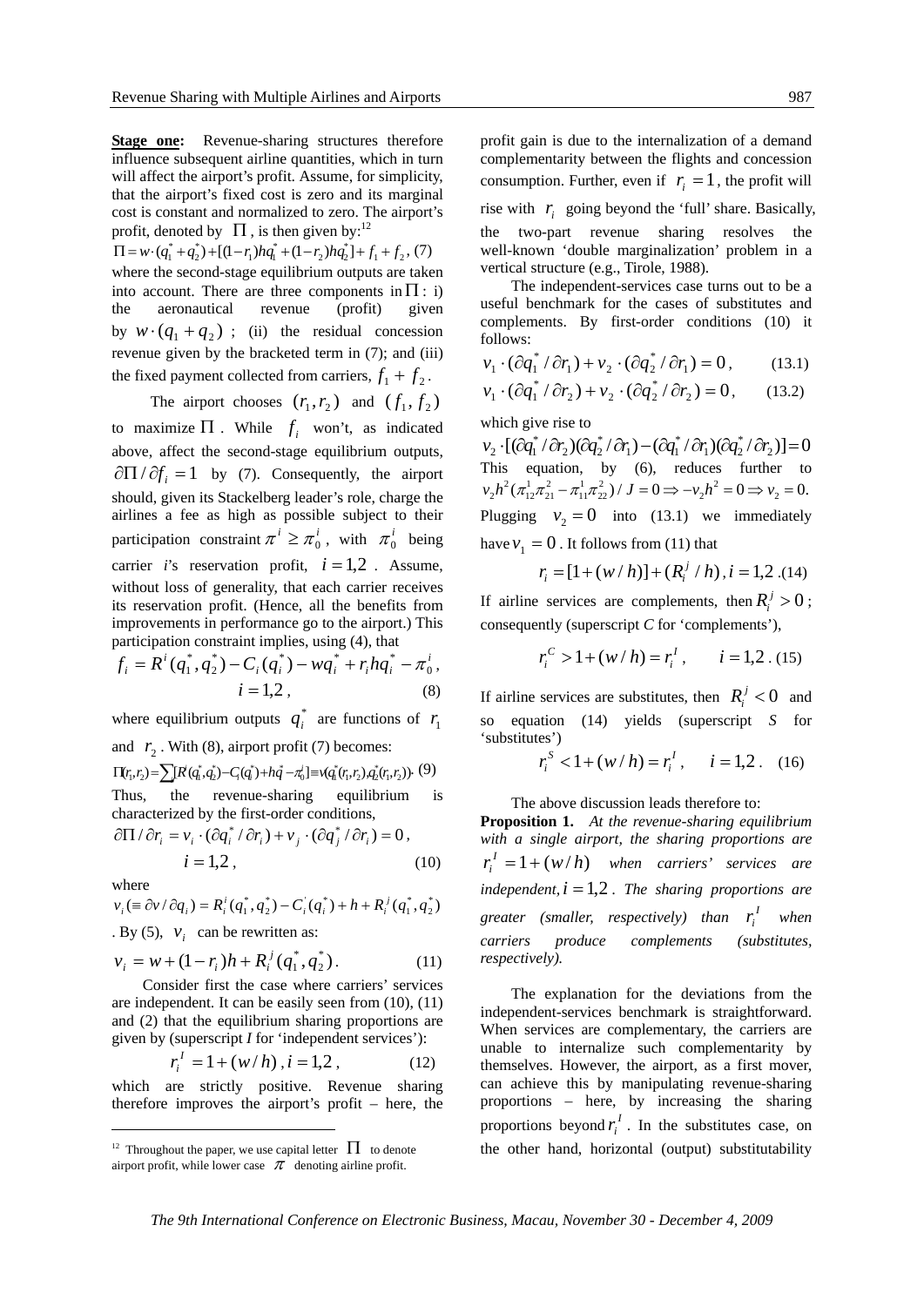**Stage one:** Revenue-sharing structures therefore influence subsequent airline quantities, which in turn will affect the airport's profit. Assume, for simplicity, that the airport's fixed cost is zero and its marginal cost is constant and normalized to zero. The airport's profit, denoted by $\Pi$, is then given by:[12]

$$\Pi = w\cdot(q_1^* + q_2^*) + [(1-r_1)hq_1^* + (1-r_2)hq_2^*] + f_1 + f_2, \quad (7)$$

where the second-stage equilibrium outputs are taken into account. There are three components in $\Pi$: i) the aeronautical revenue (profit) given by $w\cdot(q_1+q_2)$; (ii) the residual concession revenue given by the bracketed term in (7); and (iii) the fixed payment collected from carriers, $f_1 + f_2$.

The airport chooses $(r_1, r_2)$ and $(f_1, f_2)$ to maximize $\Pi$. While $f_i$ won't, as indicated above, affect the second-stage equilibrium outputs, $\partial\Pi/\partial f_i = 1$ by (7). Consequently, the airport should, given its Stackelberg leader's role, charge the airlines a fee as high as possible subject to their participation constraint $\pi^i \geq \pi_0^i$, with $\pi_0^i$ being carrier *i*'s reservation profit, $i = 1,2$. Assume, without loss of generality, that each carrier receives its reservation profit. (Hence, all the benefits from improvements in performance go to the airport.) This participation constraint implies, using (4), that

$$f_i = R^i(q_1^*, q_2^*) - C_i(q_i^*) - wq_i^* + r_i hq_i^* - \pi_0^i, \quad i = 1,2, \quad (8)$$

where equilibrium outputs $q_i^*$ are functions of $r_1$ and $r_2$. With (8), airport profit (7) becomes:

$$\Pi(r_1, r_2) = \sum[R^i(q_1^*, q_2^*) - C_i(q_i^*) + hq_i^* - \pi_0^i] \equiv v(q_1^*(r_1, r_2), q_2^*(r_1, r_2)). \quad (9)$$

Thus, the revenue-sharing equilibrium is characterized by the first-order conditions,

$$\partial\Pi/\partial r_i = v_i\cdot(\partial q_i^*/\partial r_i) + v_j\cdot(\partial q_j^*/\partial r_i) = 0, \quad i = 1,2, \quad (10)$$

where

$v_i (\equiv \partial v/\partial q_i) = R_i^i(q_1^*, q_2^*) - C_i^{'}(q_i^*) + h + R_i^j(q_1^*, q_2^*)$. By (5), $v_i$ can be rewritten as:

$$v_i = w + (1-r_i)h + R_i^j(q_1^*, q_2^*). \quad (11)$$

Consider first the case where carriers' services are independent. It can be easily seen from (10), (11) and (2) that the equilibrium sharing proportions are given by (superscript *I* for 'independent services'):

$$r_i^I = 1 + (w/h), i = 1,2, \quad (12)$$

which are strictly positive. Revenue sharing therefore improves the airport's profit – here, the profit gain is due to the internalization of a demand complementarity between the flights and concession consumption. Further, even if $r_i = 1$, the profit will rise with $r_i$ going beyond the 'full' share. Basically, the two-part revenue sharing resolves the well-known 'double marginalization' problem in a vertical structure (e.g., Tirole, 1988).

The independent-services case turns out to be a useful benchmark for the cases of substitutes and complements. By first-order conditions (10) it follows:

$$v_1\cdot(\partial q_1^*/\partial r_1) + v_2\cdot(\partial q_2^*/\partial r_1) = 0, \quad (13.1)$$

$$v_1\cdot(\partial q_1^*/\partial r_2) + v_2\cdot(\partial q_2^*/\partial r_2) = 0, \quad (13.2)$$

which give rise to

$$v_2\cdot[(\partial q_1^*/\partial r_2)(\partial q_2^*/\partial r_1) - (\partial q_1^*/\partial r_1)(\partial q_2^*/\partial r_2)] = 0$$

This equation, by (6), reduces further to $v_2 h^2(\pi_{12}^1\pi_{21}^2 - \pi_{11}^1\pi_{22}^2)/J = 0 \Rightarrow -v_2 h^2 = 0 \Rightarrow v_2 = 0.$ Plugging $v_2 = 0$ into (13.1) we immediately have $v_1 = 0$. It follows from (11) that

$$r_i = [1 + (w/h)] + (R_i^j/h), i = 1,2. \quad (14)$$

If airline services are complements, then $R_i^j > 0$; consequently (superscript *C* for 'complements'),

$$r_i^C > 1 + (w/h) = r_i^I, \quad i = 1,2. \quad (15)$$

If airline services are substitutes, then $R_i^j < 0$ and so equation (14) yields (superscript *S* for 'substitutes')

$$r_i^S < 1 + (w/h) = r_i^I, \quad i = 1,2. \quad (16)$$

The above discussion leads therefore to:

**Proposition 1.** *At the revenue-sharing equilibrium with a single airport, the sharing proportions are* $r_i^I = 1 + (w/h)$ *when carriers' services are independent,* $i = 1,2$. *The sharing proportions are greater (smaller, respectively) than* $r_i^I$ *when carriers produce complements (substitutes, respectively).*

The explanation for the deviations from the independent-services benchmark is straightforward. When services are complementary, the carriers are unable to internalize such complementarity by themselves. However, the airport, as a first mover, can achieve this by manipulating revenue-sharing proportions – here, by increasing the sharing proportions beyond $r_i^I$. In the substitutes case, on the other hand, horizontal (output) substitutability

[12] Throughout the paper, we use capital letter $\Pi$ to denote airport profit, while lower case $\pi$ denoting airline profit.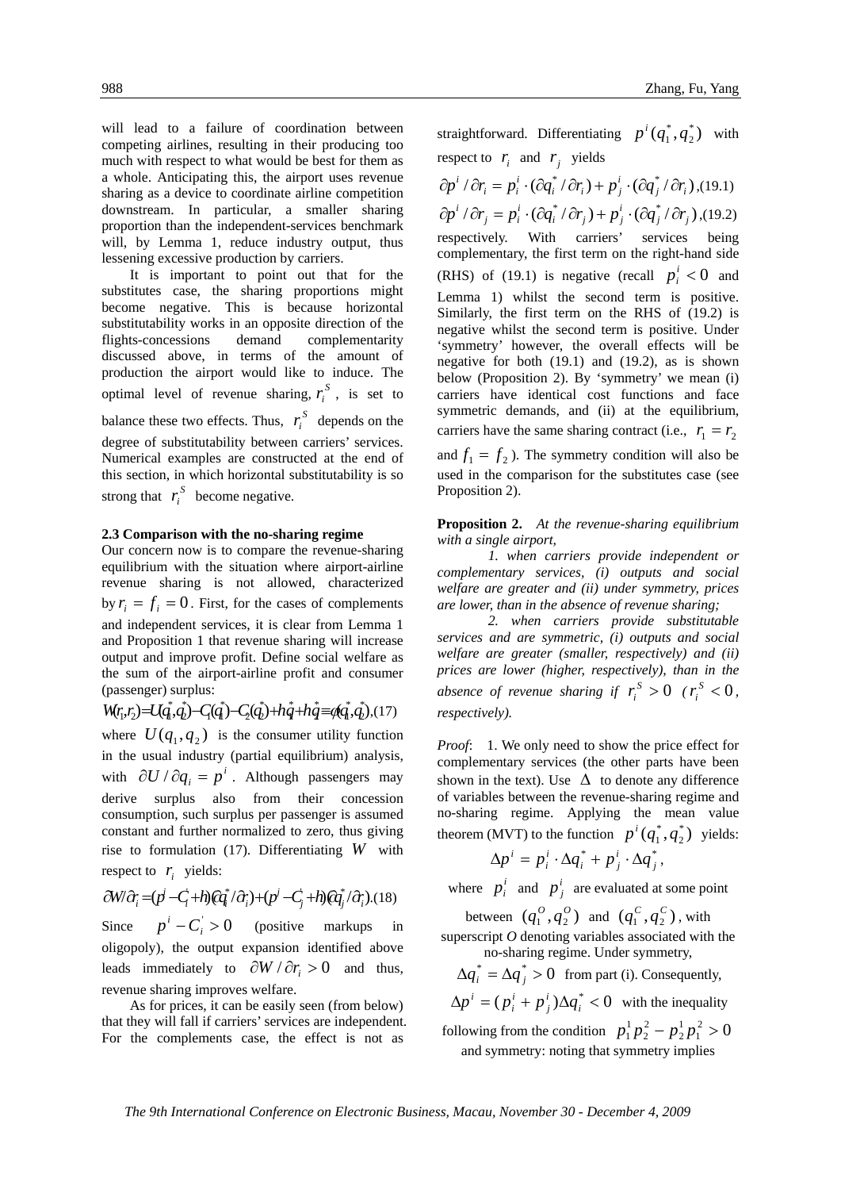will lead to a failure of coordination between competing airlines, resulting in their producing too much with respect to what would be best for them as a whole. Anticipating this, the airport uses revenue sharing as a device to coordinate airline competition downstream. In particular, a smaller sharing proportion than the independent-services benchmark will, by Lemma 1, reduce industry output, thus lessening excessive production by carriers.

It is important to point out that for the substitutes case, the sharing proportions might become negative. This is because horizontal substitutability works in an opposite direction of the flights-concessions demand complementarity discussed above, in terms of the amount of production the airport would like to induce. The optimal level of revenue sharing, $r_i^S$, is set to balance these two effects. Thus, $r_i^S$ depends on the degree of substitutability between carriers' services. Numerical examples are constructed at the end of this section, in which horizontal substitutability is so strong that $r_i^S$ become negative.

### 2.3 Comparison with the no-sharing regime

Our concern now is to compare the revenue-sharing equilibrium with the situation where airport-airline revenue sharing is not allowed, characterized by $r_i = f_i = 0$. First, for the cases of complements and independent services, it is clear from Lemma 1 and Proposition 1 that revenue sharing will increase output and improve profit. Define social welfare as the sum of the airport-airline profit and consumer (passenger) surplus:

$$W(r_1,r_2)=U(q_1^*,q_2^*)-C_1(q_1^*)-C_2(q_2^*)+hq_1^*+hq_2^*\equiv\phi(q_1^*,q_2^*),\quad(17)$$

where $U(q_1,q_2)$ is the consumer utility function in the usual industry (partial equilibrium) analysis, with $\partial U/\partial q_i = p^i$. Although passengers may derive surplus also from their concession consumption, such surplus per passenger is assumed constant and further normalized to zero, thus giving rise to formulation (17). Differentiating $W$ with respect to $r_i$ yields:

$$\partial W/\partial r_i=(p^i-C_i^{'}+h)(\partial q_i^*/\partial r_i)+(p^j-C_j^{'}+h)(\partial q_j^*/\partial r_i).\quad(18)$$

Since $p^i - C_i^{'} > 0$ (positive markups in oligopoly), the output expansion identified above leads immediately to $\partial W/\partial r_i > 0$ and thus, revenue sharing improves welfare.

As for prices, it can be easily seen (from below) that they will fall if carriers' services are independent. For the complements case, the effect is not as straightforward. Differentiating $p^i(q_1^*,q_2^*)$ with respect to $r_i$ and $r_j$ yields

$$\partial p^i/\partial r_i = p_i^i\cdot(\partial q_i^*/\partial r_i)+p_j^i\cdot(\partial q_j^*/\partial r_i),\quad(19.1)$$

$$\partial p^i/\partial r_j = p_i^i\cdot(\partial q_i^*/\partial r_j)+p_j^i\cdot(\partial q_j^*/\partial r_j),\quad(19.2)$$

respectively. With carriers' services being complementary, the first term on the right-hand side (RHS) of (19.1) is negative (recall $p_i^i<0$ and Lemma 1) whilst the second term is positive. Similarly, the first term on the RHS of (19.2) is negative whilst the second term is positive. Under 'symmetry' however, the overall effects will be negative for both (19.1) and (19.2), as is shown below (Proposition 2). By 'symmetry' we mean (i) carriers have identical cost functions and face symmetric demands, and (ii) at the equilibrium, carriers have the same sharing contract (i.e., $r_1=r_2$ and $f_1 = f_2$). The symmetry condition will also be used in the comparison for the substitutes case (see Proposition 2).

**Proposition 2.** *At the revenue-sharing equilibrium with a single airport,*

*1. when carriers provide independent or complementary services, (i) outputs and social welfare are greater and (ii) under symmetry, prices are lower, than in the absence of revenue sharing;*

*2. when carriers provide substitutable services and are symmetric, (i) outputs and social welfare are greater (smaller, respectively) and (ii) prices are lower (higher, respectively), than in the absence of revenue sharing if $r_i^S>0$ ($r_i^S<0$, respectively).*

*Proof*: 1. We only need to show the price effect for complementary services (the other parts have been shown in the text). Use $\Delta$ to denote any difference of variables between the revenue-sharing regime and no-sharing regime. Applying the mean value theorem (MVT) to the function $p^i(q_1^*,q_2^*)$ yields:

$$\Delta p^i = p_i^i\cdot\Delta q_i^* + p_j^i\cdot\Delta q_j^*,$$

where $p_i^i$ and $p_j^i$ are evaluated at some point between $(q_1^O,q_2^O)$ and $(q_1^C,q_2^C)$, with superscript *O* denoting variables associated with the no-sharing regime. Under symmetry, $\Delta q_i^* = \Delta q_j^* > 0$ from part (i). Consequently, $\Delta p^i = (p_i^i + p_j^i)\Delta q_i^* < 0$ with the inequality following from the condition $p_1^1 p_2^2 - p_2^1 p_1^2 > 0$ and symmetry: noting that symmetry implies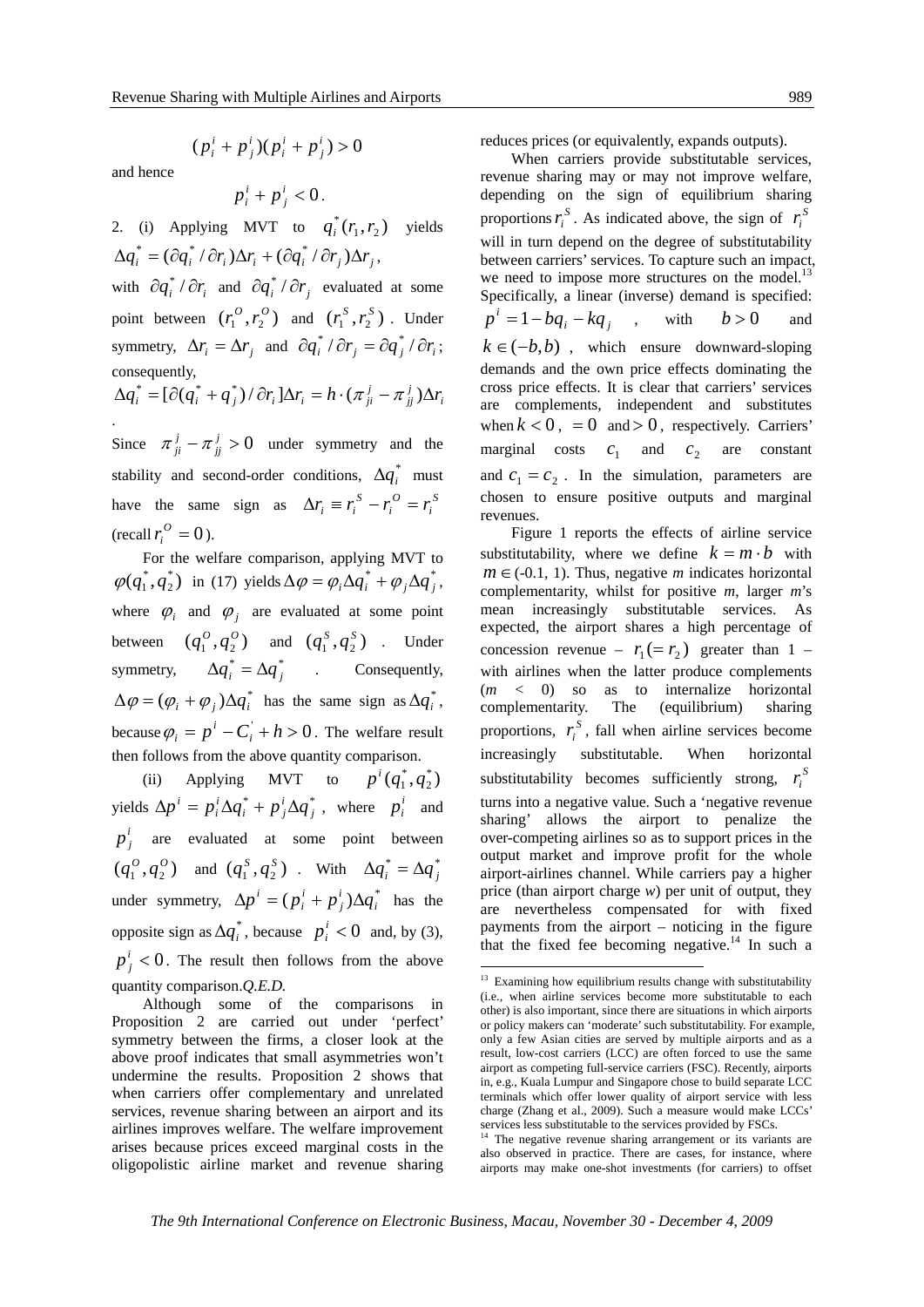$$(p_i^i + p_j^i)(p_i^i + p_j^i) > 0$$

and hence

$$p_i^i + p_j^i < 0.$$

2. (i) Applying MVT to $q_i^*(r_1, r_2)$ yields $\Delta q_i^* = (\partial q_i^* / \partial r_i)\Delta r_i + (\partial q_i^* / \partial r_j)\Delta r_j$, with $\partial q_i^* / \partial r_i$ and $\partial q_i^* / \partial r_j$ evaluated at some point between $(r_1^O, r_2^O)$ and $(r_1^S, r_2^S)$. Under symmetry, $\Delta r_i = \Delta r_j$ and $\partial q_i^* / \partial r_j = \partial q_j^* / \partial r_i$; consequently,

$$\Delta q_i^* = [\partial (q_i^* + q_j^*) / \partial r_i] \Delta r_i = h \cdot (\pi_{ji}^j - \pi_{jj}^j) \Delta r_i.$$

Since $\pi_{ji}^j - \pi_{jj}^j > 0$ under symmetry and the stability and second-order conditions, $\Delta q_i^*$ must have the same sign as $\Delta r_i \equiv r_i^S - r_i^O = r_i^S$ (recall $r_i^O = 0$).

For the welfare comparison, applying MVT to $\varphi(q_1^*, q_2^*)$ in (17) yields $\Delta \varphi = \varphi_i \Delta q_i^* + \varphi_j \Delta q_j^*$, where $\varphi_i$ and $\varphi_j$ are evaluated at some point between $(q_1^O, q_2^O)$ and $(q_1^S, q_2^S)$. Under symmetry, $\Delta q_i^* = \Delta q_j^*$. Consequently, $\Delta \varphi = (\varphi_i + \varphi_j)\Delta q_i^*$ has the same sign as $\Delta q_i^*$, because $\varphi_i = p^i - C_i^{'} + h > 0$. The welfare result then follows from the above quantity comparison.

(ii) Applying MVT to $p^i(q_1^*, q_2^*)$ yields $\Delta p^i = p_i^i \Delta q_i^* + p_j^i \Delta q_j^*$, where $p_i^i$ and $p_j^i$ are evaluated at some point between $(q_1^O, q_2^O)$ and $(q_1^S, q_2^S)$. With $\Delta q_i^* = \Delta q_j^*$ under symmetry, $\Delta p^i = (p_i^i + p_j^i)\Delta q_i^*$ has the opposite sign as $\Delta q_i^*$, because $p_i^i < 0$ and, by (3), $p_j^i < 0$. The result then follows from the above quantity comparison.*Q.E.D.*

Although some of the comparisons in Proposition 2 are carried out under 'perfect' symmetry between the firms, a closer look at the above proof indicates that small asymmetries won't undermine the results. Proposition 2 shows that when carriers offer complementary and unrelated services, revenue sharing between an airport and its airlines improves welfare. The welfare improvement arises because prices exceed marginal costs in the oligopolistic airline market and revenue sharing reduces prices (or equivalently, expands outputs).

When carriers provide substitutable services, revenue sharing may or may not improve welfare, depending on the sign of equilibrium sharing proportions $r_i^S$. As indicated above, the sign of $r_i^S$ will in turn depend on the degree of substitutability between carriers' services. To capture such an impact, we need to impose more structures on the model.[13] Specifically, a linear (inverse) demand is specified: $p^i = 1 - bq_i - kq_j$, with $b > 0$ and $k \in (-b, b)$, which ensure downward-sloping demands and the own price effects dominating the cross price effects. It is clear that carriers' services are complements, independent and substitutes when $k < 0$, $= 0$ and $> 0$, respectively. Carriers' marginal costs $c_1$ and $c_2$ are constant and $c_1 = c_2$. In the simulation, parameters are chosen to ensure positive outputs and marginal revenues.

Figure 1 reports the effects of airline service substitutability, where we define $k = m \cdot b$ with $m \in (-0.1, 1)$. Thus, negative *m* indicates horizontal complementarity, whilst for positive *m*, larger *m*'s mean increasingly substitutable services. As expected, the airport shares a high percentage of concession revenue – $r_1 (= r_2)$ greater than 1 – with airlines when the latter produce complements ($m$ < 0) so as to internalize horizontal complementarity. The (equilibrium) sharing proportions, $r_i^S$, fall when airline services become increasingly substitutable. When horizontal substitutability becomes sufficiently strong, $r_i^S$ turns into a negative value. Such a 'negative revenue sharing' allows the airport to penalize the over-competing airlines so as to support prices in the output market and improve profit for the whole airport-airlines channel. While carriers pay a higher price (than airport charge *w*) per unit of output, they are nevertheless compensated for with fixed payments from the airport – noticing in the figure that the fixed fee becoming negative.[14] In such a

[13] Examining how equilibrium results change with substitutability (i.e., when airline services become more substitutable to each other) is also important, since there are situations in which airports or policy makers can 'moderate' such substitutability. For example, only a few Asian cities are served by multiple airports and as a result, low-cost carriers (LCC) are often forced to use the same airport as competing full-service carriers (FSC). Recently, airports in, e.g., Kuala Lumpur and Singapore chose to build separate LCC terminals which offer lower quality of airport service with less charge (Zhang et al., 2009). Such a measure would make LCCs' services less substitutable to the services provided by FSCs.

[14] The negative revenue sharing arrangement or its variants are also observed in practice. There are cases, for instance, where airports may make one-shot investments (for carriers) to offset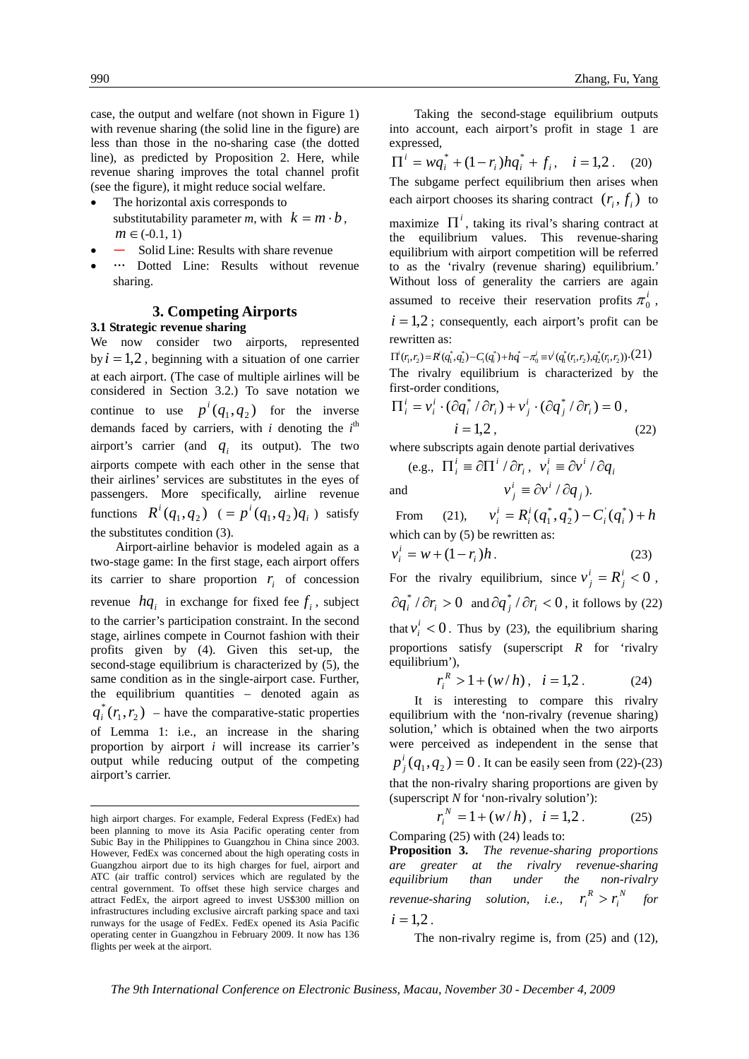case, the output and welfare (not shown in Figure 1) with revenue sharing (the solid line in the figure) are less than those in the no-sharing case (the dotted line), as predicted by Proposition 2. Here, while revenue sharing improves the total channel profit (see the figure), it might reduce social welfare.

- The horizontal axis corresponds to substitutability parameter *m*, with $k = m \cdot b$, $m \in (-0.1, 1)$
- — Solid Line: Results with share revenue
- ··· Dotted Line: Results without revenue sharing.

## 3. Competing Airports

### 3.1 Strategic revenue sharing

We now consider two airports, represented by $i = 1,2$, beginning with a situation of one carrier at each airport. (The case of multiple airlines will be considered in Section 3.2.) To save notation we continue to use $p^i(q_1, q_2)$ for the inverse demands faced by carriers, with *i* denoting the $i^{th}$ airport's carrier (and $q_i$ its output). The two airports compete with each other in the sense that their airlines' services are substitutes in the eyes of passengers. More specifically, airline revenue functions $R^i(q_1, q_2)$ $(= p^i(q_1, q_2)q_i)$ satisfy the substitutes condition (3).

Airport-airline behavior is modeled again as a two-stage game: In the first stage, each airport offers its carrier to share proportion $r_i$ of concession revenue $hq_i$ in exchange for fixed fee $f_i$, subject to the carrier's participation constraint. In the second stage, airlines compete in Cournot fashion with their profits given by (4). Given this set-up, the second-stage equilibrium is characterized by (5), the same condition as in the single-airport case. Further, the equilibrium quantities – denoted again as $q_i^*(r_1, r_2)$ – have the comparative-static properties of Lemma 1: i.e., an increase in the sharing proportion by airport *i* will increase its carrier's output while reducing output of the competing airport's carrier.

Taking the second-stage equilibrium outputs into account, each airport's profit in stage 1 are expressed,

$$\Pi^i = wq_i^* + (1 - r_i)hq_i^* + f_i, \quad i = 1,2. \quad (20)$$

The subgame perfect equilibrium then arises when each airport chooses its sharing contract $(r_i, f_i)$ to maximize $\Pi^i$, taking its rival's sharing contract at the equilibrium values. This revenue-sharing equilibrium with airport competition will be referred to as the 'rivalry (revenue sharing) equilibrium.' Without loss of generality the carriers are again assumed to receive their reservation profits $\pi_0^i$, $i = 1,2$; consequently, each airport's profit can be rewritten as:

$$\Pi^i(r_1, r_2) = R^i(q_1^*, q_2^*) - C_i(q_i^*) + hq_i^* - \pi_0^i \equiv v^i(q_1^*(r_1, r_2), q_2^*(r_1, r_2)). \quad (21)$$

The rivalry equilibrium is characterized by the first-order conditions,

$$\Pi_i^i = v_i^i \cdot (\partial q_i^* / \partial r_i) + v_j^i \cdot (\partial q_j^* / \partial r_i) = 0, \quad i = 1,2, \quad (22)$$

where subscripts again denote partial derivatives (e.g., $\Pi_i^i \equiv \partial \Pi^i / \partial r_i$, $v_i^i \equiv \partial v^i / \partial q_i$ and $v_j^i \equiv \partial v^i / \partial q_j$).

From (21), $v_i^i = R_i^i(q_1^*, q_2^*) - C_i'(q_i^*) + h$ which can by (5) be rewritten as:

$$v_i^i = w + (1 - r_i)h. \quad (23)$$

For the rivalry equilibrium, since $v_j^i = R_j^i < 0$, $\partial q_i^* / \partial r_i > 0$ and $\partial q_j^* / \partial r_i < 0$, it follows by (22) that $v_i^i < 0$. Thus by (23), the equilibrium sharing proportions satisfy (superscript *R* for 'rivalry equilibrium'),

$$r_i^R > 1 + (w/h), \quad i = 1,2. \quad (24)$$

It is interesting to compare this rivalry equilibrium with the 'non-rivalry (revenue sharing) solution,' which is obtained when the two airports were perceived as independent in the sense that $p_j^i(q_1, q_2) = 0$. It can be easily seen from (22)-(23) that the non-rivalry sharing proportions are given by (superscript *N* for 'non-rivalry solution'):

$$r_i^N = 1 + (w/h), \quad i = 1,2. \quad (25)$$

Comparing (25) with (24) leads to:

**Proposition 3.** *The revenue-sharing proportions are greater at the rivalry revenue-sharing equilibrium than under the non-rivalry revenue-sharing solution, i.e.,* $r_i^R > r_i^N$ *for* $i = 1,2$.

The non-rivalry regime is, from (25) and (12),

---

high airport charges. For example, Federal Express (FedEx) had been planning to move its Asia Pacific operating center from Subic Bay in the Philippines to Guangzhou in China since 2003. However, FedEx was concerned about the high operating costs in Guangzhou airport due to its high charges for fuel, airport and ATC (air traffic control) services which are regulated by the central government. To offset these high service charges and attract FedEx, the airport agreed to invest US$300 million on infrastructures including exclusive aircraft parking space and taxi runways for the usage of FedEx. FedEx opened its Asia Pacific operating center in Guangzhou in February 2009. It now has 136 flights per week at the airport.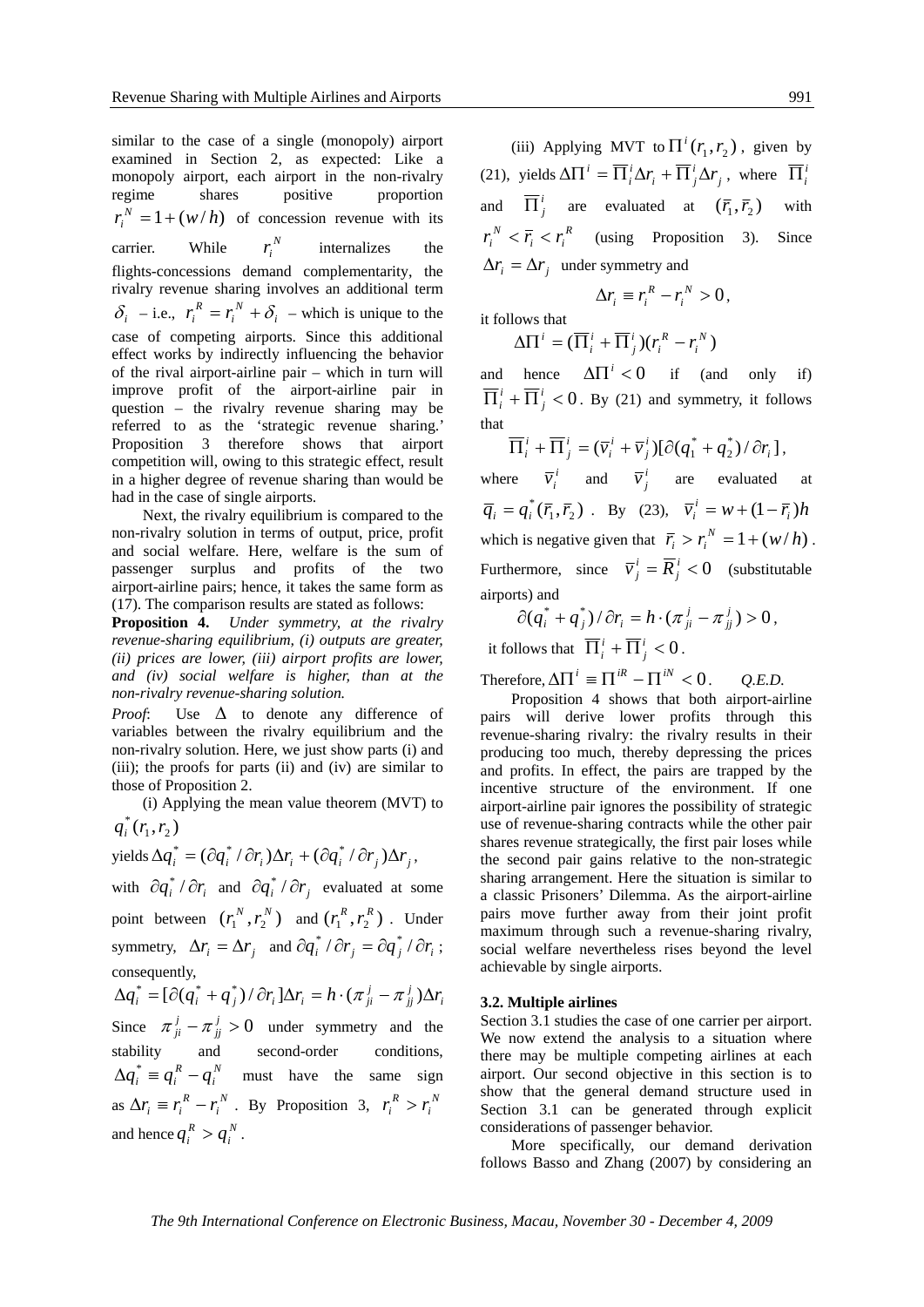similar to the case of a single (monopoly) airport examined in Section 2, as expected: Like a monopoly airport, each airport in the non-rivalry regime shares positive proportion $r_i^N = 1 + (w/h)$ of concession revenue with its carrier. While $r_i^N$ internalizes the flights-concessions demand complementarity, the rivalry revenue sharing involves an additional term $\delta_i$ – i.e., $r_i^R = r_i^N + \delta_i$ – which is unique to the case of competing airports. Since this additional effect works by indirectly influencing the behavior of the rival airport-airline pair – which in turn will improve profit of the airport-airline pair in question – the rivalry revenue sharing may be referred to as the 'strategic revenue sharing.' Proposition 3 therefore shows that airport competition will, owing to this strategic effect, result in a higher degree of revenue sharing than would be had in the case of single airports.

Next, the rivalry equilibrium is compared to the non-rivalry solution in terms of output, price, profit and social welfare. Here, welfare is the sum of passenger surplus and profits of the two airport-airline pairs; hence, it takes the same form as (17). The comparison results are stated as follows:

**Proposition 4.** *Under symmetry, at the rivalry revenue-sharing equilibrium, (i) outputs are greater, (ii) prices are lower, (iii) airport profits are lower, and (iv) social welfare is higher, than at the non-rivalry revenue-sharing solution.*

*Proof*: Use $\Delta$ to denote any difference of variables between the rivalry equilibrium and the non-rivalry solution. Here, we just show parts (i) and (iii); the proofs for parts (ii) and (iv) are similar to those of Proposition 2.

(i) Applying the mean value theorem (MVT) to $q_i^*(r_1, r_2)$ yields $\Delta q_i^* = (\partial q_i^* / \partial r_i)\Delta r_i + (\partial q_i^* / \partial r_j)\Delta r_j$, with $\partial q_i^* / \partial r_i$ and $\partial q_i^* / \partial r_j$ evaluated at some point between $(r_1^N, r_2^N)$ and $(r_1^R, r_2^R)$. Under symmetry, $\Delta r_i = \Delta r_j$ and $\partial q_i^* / \partial r_j = \partial q_j^* / \partial r_i$; consequently,

$$\Delta q_i^* = [\partial (q_i^* + q_j^*) / \partial r_i]\Delta r_i = h \cdot (\pi_{ji}^j - \pi_{jj}^j)\Delta r_i$$

Since $\pi_{ji}^j - \pi_{jj}^j > 0$ under symmetry and the stability and second-order conditions, $\Delta q_i^* \equiv q_i^R - q_i^N$ must have the same sign as $\Delta r_i \equiv r_i^R - r_i^N$. By Proposition 3, $r_i^R > r_i^N$ and hence $q_i^R > q_i^N$.

(iii) Applying MVT to $\Pi^i(r_1, r_2)$, given by (21), yields $\Delta \Pi^i = \overline{\Pi}_i^i \Delta r_i + \overline{\Pi}_j^i \Delta r_j$, where $\overline{\Pi}_i^i$ and $\overline{\Pi}_j^i$ are evaluated at $(\bar{r}_1, \bar{r}_2)$ with $r_i^N < \bar{r}_i < r_i^R$ (using Proposition 3). Since $\Delta r_i = \Delta r_j$ under symmetry and

$$\Delta r_i \equiv r_i^R - r_i^N > 0,$$

it follows that

$$\Delta \Pi^i = (\overline{\Pi}_i^i + \overline{\Pi}_j^i)(r_i^R - r_i^N)$$

and hence $\Delta \Pi^i < 0$ if (and only if) $\overline{\Pi}_i^i + \overline{\Pi}_j^i < 0$. By (21) and symmetry, it follows that

$$\overline{\Pi}_i^i + \overline{\Pi}_j^i = (\bar{v}_i^i + \bar{v}_j^i)[\partial (q_1^* + q_2^*) / \partial r_i],$$

where $\bar{v}_i^i$ and $\bar{v}_j^i$ are evaluated at $\bar{q}_i = q_i^*(\bar{r}_1, \bar{r}_2)$. By (23), $\bar{v}_i^i = w + (1 - \bar{r}_i)h$ which is negative given that $\bar{r}_i > r_i^N = 1 + (w/h)$. Furthermore, since $\bar{v}_j^i = \overline{R}_j^i < 0$ (substitutable airports) and

$$\partial (q_i^* + q_j^*) / \partial r_i = h \cdot (\pi_{ji}^j - \pi_{jj}^j) > 0,$$

it follows that $\overline{\Pi}_i^i + \overline{\Pi}_j^i < 0$.

Therefore, $\Delta \Pi^i \equiv \Pi^{iR} - \Pi^{iN} < 0$. *Q.E.D.*

Proposition 4 shows that both airport-airline pairs will derive lower profits through this revenue-sharing rivalry: the rivalry results in their producing too much, thereby depressing the prices and profits. In effect, the pairs are trapped by the incentive structure of the environment. If one airport-airline pair ignores the possibility of strategic use of revenue-sharing contracts while the other pair shares revenue strategically, the first pair loses while the second pair gains relative to the non-strategic sharing arrangement. Here the situation is similar to a classic Prisoners' Dilemma. As the airport-airline pairs move further away from their joint profit maximum through such a revenue-sharing rivalry, social welfare nevertheless rises beyond the level achievable by single airports.

### 3.2. Multiple airlines

Section 3.1 studies the case of one carrier per airport. We now extend the analysis to a situation where there may be multiple competing airlines at each airport. Our second objective in this section is to show that the general demand structure used in Section 3.1 can be generated through explicit considerations of passenger behavior.

More specifically, our demand derivation follows Basso and Zhang (2007) by considering an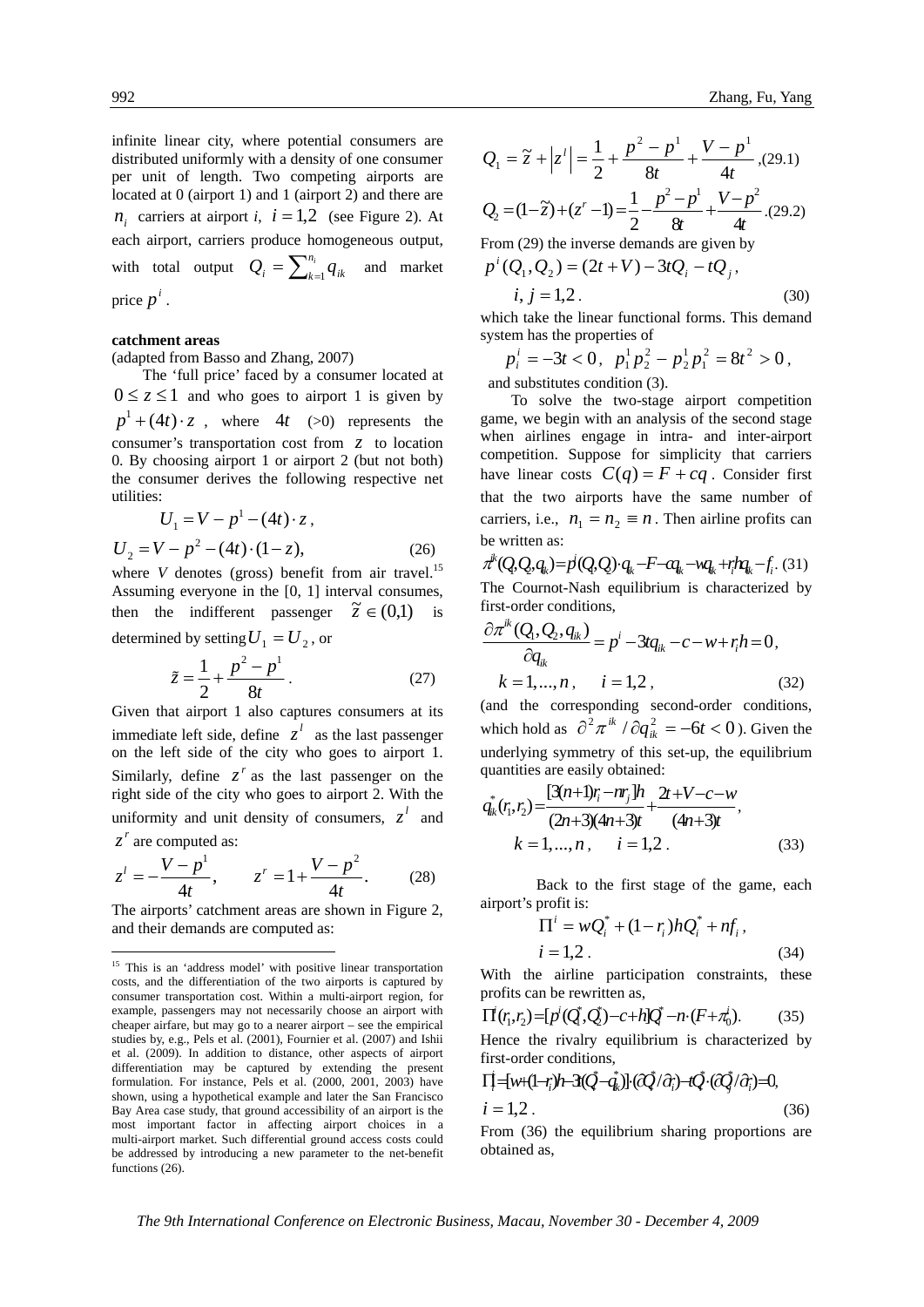infinite linear city, where potential consumers are distributed uniformly with a density of one consumer per unit of length. Two competing airports are located at 0 (airport 1) and 1 (airport 2) and there are $n_i$ carriers at airport *i*, $i = 1,2$ (see Figure 2). At each airport, carriers produce homogeneous output, with total output $Q_i = \sum_{k=1}^{n_i} q_{ik}$ and market price $p^i$.

**catchment areas**

(adapted from Basso and Zhang, 2007)

The 'full price' faced by a consumer located at $0 \le z \le 1$ and who goes to airport 1 is given by $p^1 + (4t) \cdot z$, where $4t$ (>0) represents the consumer's transportation cost from $z$ to location 0. By choosing airport 1 or airport 2 (but not both) the consumer derives the following respective net utilities:

$$U_1 = V - p^1 - (4t) \cdot z,$$

$$U_2 = V - p^2 - (4t) \cdot (1 - z), \qquad (26)$$

where *V* denotes (gross) benefit from air travel.[15] Assuming everyone in the [0, 1] interval consumes, then the indifferent passenger $\tilde{z} \in (0,1)$ is determined by setting $U_1 = U_2$, or

$$\tilde{z} = \frac{1}{2} + \frac{p^2 - p^1}{8t}. \qquad (27)$$

Given that airport 1 also captures consumers at its immediate left side, define $z^l$ as the last passenger on the left side of the city who goes to airport 1. Similarly, define $z^r$ as the last passenger on the right side of the city who goes to airport 2. With the uniformity and unit density of consumers, $z^l$ and $z^r$ are computed as:

$$z^l = -\frac{V - p^1}{4t}, \qquad z^r = 1 + \frac{V - p^2}{4t}. \qquad (28)$$

The airports' catchment areas are shown in Figure 2, and their demands are computed as:

$$Q_1 = \tilde{z} + \left| z^l \right| = \frac{1}{2} + \frac{p^2 - p^1}{8t} + \frac{V - p^1}{4t}, \quad (29.1)$$

$$Q_2 = (1 - \tilde{z}) + (z^r - 1) = \frac{1}{2} - \frac{p^2 - p^1}{8t} + \frac{V - p^2}{4t}. \quad (29.2)$$

From (29) the inverse demands are given by

$$p^i(Q_1, Q_2) = (2t + V) - 3tQ_i - tQ_j,$$
$$i, j = 1,2. \qquad (30)$$

which take the linear functional forms. This demand system has the properties of

$$p_i^i = -3t < 0, \quad p_1^1 p_2^2 - p_2^1 p_1^2 = 8t^2 > 0,$$

and substitutes condition (3).

To solve the two-stage airport competition game, we begin with an analysis of the second stage when airlines engage in intra- and inter-airport competition. Suppose for simplicity that carriers have linear costs $C(q) = F + cq$. Consider first that the two airports have the same number of carriers, i.e., $n_1 = n_2 \equiv n$. Then airline profits can be written as:

$$\pi^{ik}(Q_1, Q_2, q_{ik}) = p^i(Q_1, Q_2) \cdot q_{ik} - F - cq_{ik} - wq_{ik} + r_i h q_{ik} - f_i. \quad (31)$$

The Cournot-Nash equilibrium is characterized by first-order conditions,

$$\frac{\partial \pi^{ik}(Q_1, Q_2, q_{ik})}{\partial q_{ik}} = p^i - 3tq_{ik} - c - w + r_i h = 0,$$
$$k = 1, ..., n, \quad i = 1,2, \qquad (32)$$

(and the corresponding second-order conditions, which hold as $\partial^2 \pi^{ik} / \partial q_{ik}^2 = -6t < 0$). Given the underlying symmetry of this set-up, the equilibrium quantities are easily obtained:

$$q_{ik}^*(r_1, r_2) = \frac{[3(n+1)r_i - nr_j]h}{(2n+3)(4n+3)t} + \frac{2t + V - c - w}{(4n+3)t},$$
$$k = 1, ..., n, \quad i = 1,2. \qquad (33)$$

Back to the first stage of the game, each airport's profit is:

$$\Pi^i = wQ_i^* + (1 - r_i)hQ_i^* + nf_i,$$
$$i = 1,2. \qquad (34)$$

With the airline participation constraints, these profits can be rewritten as,

$$\Pi^i(r_1, r_2) = [p^i(Q_1^*, Q_2^*) - c + h]Q_i^* - n \cdot (F + \pi_0^i). \qquad (35)$$

Hence the rivalry equilibrium is characterized by first-order conditions,

$$\Pi_i^i = [w + (1 - r_i)h - 3t(Q_i^* - q_{ik}^*)] \cdot (\partial Q_i^* / \partial r_i) - tQ_i^* \cdot (\partial Q_j^* / \partial r_i) = 0,$$
$$i = 1,2. \qquad (36)$$

From (36) the equilibrium sharing proportions are obtained as,

---

[15] This is an 'address model' with positive linear transportation costs, and the differentiation of the two airports is captured by consumer transportation cost. Within a multi-airport region, for example, passengers may not necessarily choose an airport with cheaper airfare, but may go to a nearer airport – see the empirical studies by, e.g., Pels et al. (2001), Fournier et al. (2007) and Ishii et al. (2009). In addition to distance, other aspects of airport differentiation may be captured by extending the present formulation. For instance, Pels et al. (2000, 2001, 2003) have shown, using a hypothetical example and later the San Francisco Bay Area case study, that ground accessibility of an airport is the most important factor in affecting airport choices in a multi-airport market. Such differential ground access costs could be addressed by introducing a new parameter to the net-benefit functions (26).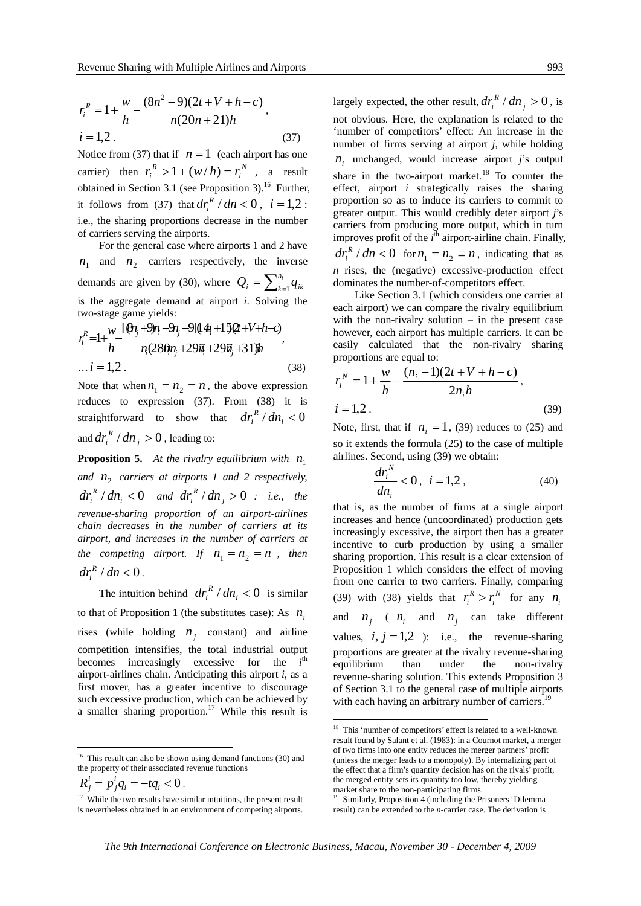$$r_i^R = 1 + \frac{w}{h} - \frac{(8n^2 - 9)(2t + V + h - c)}{n(20n + 21)h},$$

$$i = 1,2 . \tag{37}$$

Notice from (37) that if $n = 1$ (each airport has one carrier) then $r_i^R > 1 + (w/h) = r_i^N$, a result obtained in Section 3.1 (see Proposition 3).[16] Further, it follows from (37) that $dr_i^R / dn < 0$, $i = 1,2$: i.e., the sharing proportions decrease in the number of carriers serving the airports.

For the general case where airports 1 and 2 have $n_1$ and $n_2$ carriers respectively, the inverse demands are given by (30), where $Q_i = \sum_{k=1}^{n_i} q_{ik}$ is the aggregate demand at airport $i$. Solving the two-stage game yields:

$$r_i^R = 1 + \frac{w}{h} - \frac{[(8n_j + 9)n_i - 9n_j - 9](14n_i + 15)(2t + V + h - c)}{n_i(280n_i n_j + 297n_i + 297n_j + 315)h},$$

$$\ldots i = 1,2 . \tag{38}$$

Note that when $n_1 = n_2 = n$, the above expression reduces to expression (37). From (38) it is straightforward to show that $dr_i^R / dn_i < 0$ and $dr_i^R / dn_j > 0$, leading to:

**Proposition 5.** *At the rivalry equilibrium with $n_1$ and $n_2$ carriers at airports 1 and 2 respectively, $dr_i^R / dn_i < 0$ and $dr_i^R / dn_j > 0$: i.e., the revenue-sharing proportion of an airport-airlines chain decreases in the number of carriers at its airport, and increases in the number of carriers at the competing airport. If $n_1 = n_2 = n$, then $dr_i^R / dn < 0$.*

The intuition behind $dr_i^R / dn_i < 0$ is similar to that of Proposition 1 (the substitutes case): As $n_i$ rises (while holding $n_j$ constant) and airline competition intensifies, the total industrial output becomes increasingly excessive for the $i^{\text{th}}$ airport-airlines chain. Anticipating this airport $i$, as a first mover, has a greater incentive to discourage such excessive production, which can be achieved by a smaller sharing proportion.[17] While this result is largely expected, the other result, $dr_i^R / dn_j > 0$, is not obvious. Here, the explanation is related to the 'number of competitors' effect: An increase in the number of firms serving at airport $j$, while holding $n_i$ unchanged, would increase airport $j$'s output share in the two-airport market.[18] To counter the effect, airport $i$ strategically raises the sharing proportion so as to induce its carriers to commit to greater output. This would credibly deter airport $j$'s carriers from producing more output, which in turn improves profit of the $i^{\text{th}}$ airport-airline chain. Finally, $dr_i^R / dn < 0$ for $n_1 = n_2 \equiv n$, indicating that as $n$ rises, the (negative) excessive-production effect dominates the number-of-competitors effect.

Like Section 3.1 (which considers one carrier at each airport) we can compare the rivalry equilibrium with the non-rivalry solution – in the present case however, each airport has multiple carriers. It can be easily calculated that the non-rivalry sharing proportions are equal to:

$$r_i^N = 1 + \frac{w}{h} - \frac{(n_i - 1)(2t + V + h - c)}{2n_i h},$$

$$i = 1,2 . \tag{39}$$

Note, first, that if $n_i = 1$, (39) reduces to (25) and so it extends the formula (25) to the case of multiple airlines. Second, using (39) we obtain:

$$\frac{dr_i^N}{dn_i} < 0, \quad i = 1,2 , \tag{40}$$

that is, as the number of firms at a single airport increases and hence (uncoordinated) production gets increasingly excessive, the airport then has a greater incentive to curb production by using a smaller sharing proportion. This result is a clear extension of Proposition 1 which considers the effect of moving from one carrier to two carriers. Finally, comparing (39) with (38) yields that $r_i^R > r_i^N$ for any $n_i$ and $n_j$ ($n_i$ and $n_j$ can take different values, $i, j = 1,2$): i.e., the revenue-sharing proportions are greater at the rivalry revenue-sharing equilibrium than under the non-rivalry revenue-sharing solution. This extends Proposition 3 of Section 3.1 to the general case of multiple airports with each having an arbitrary number of carriers.[19]

---

[16] This result can also be shown using demand functions (30) and the property of their associated revenue functions $R_j^i = p_j^i q_i = -t q_i < 0$.

[17] While the two results have similar intuitions, the present result is nevertheless obtained in an environment of competing airports.

[18] This 'number of competitors' effect is related to a well-known result found by Salant et al. (1983): in a Cournot market, a merger of two firms into one entity reduces the merger partners' profit (unless the merger leads to a monopoly). By internalizing part of the effect that a firm's quantity decision has on the rivals' profit, the merged entity sets its quantity too low, thereby yielding market share to the non-participating firms.

[19] Similarly, Proposition 4 (including the Prisoners' Dilemma result) can be extended to the $n$-carrier case. The derivation is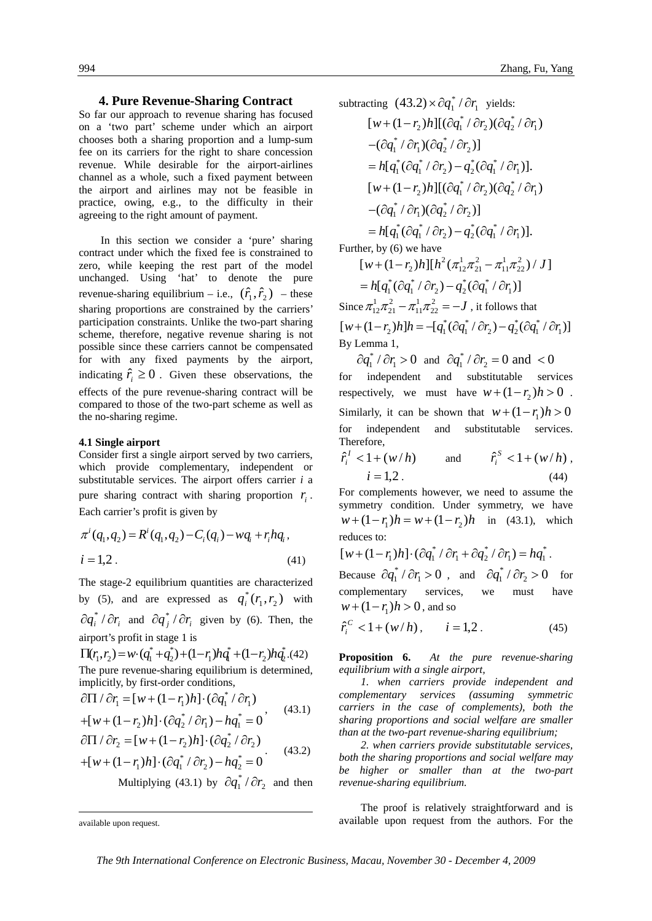## 4. Pure Revenue-Sharing Contract

So far our approach to revenue sharing has focused on a 'two part' scheme under which an airport chooses both a sharing proportion and a lump-sum fee on its carriers for the right to share concession revenue. While desirable for the airport-airlines channel as a whole, such a fixed payment between the airport and airlines may not be feasible in practice, owing, e.g., to the difficulty in their agreeing to the right amount of payment.

In this section we consider a 'pure' sharing contract under which the fixed fee is constrained to zero, while keeping the rest part of the model unchanged. Using 'hat' to denote the pure revenue-sharing equilibrium – i.e., $(\hat{r}_1, \hat{r}_2)$ – these sharing proportions are constrained by the carriers' participation constraints. Unlike the two-part sharing scheme, therefore, negative revenue sharing is not possible since these carriers cannot be compensated for with any fixed payments by the airport, indicating $\hat{r}_i \geq 0$. Given these observations, the effects of the pure revenue-sharing contract will be compared to those of the two-part scheme as well as the no-sharing regime.

### 4.1 Single airport

Consider first a single airport served by two carriers, which provide complementary, independent or substitutable services. The airport offers carrier $i$ a pure sharing contract with sharing proportion $r_i$. Each carrier's profit is given by

$$\pi^i(q_1, q_2) = R^i(q_1, q_2) - C_i(q_i) - wq_i + r_i h q_i,$$
$$i = 1,2. \tag{41}$$

The stage-2 equilibrium quantities are characterized by (5), and are expressed as $q_i^*(r_1, r_2)$ with $\partial q_i^* / \partial r_i$ and $\partial q_j^* / \partial r_i$ given by (6). Then, the airport's profit in stage 1 is

$$\Pi(r_1, r_2) = w \cdot (q_1^* + q_2^*) + (1-r_1)hq_1^* + (1-r_2)hq_2^*. \tag{42}$$

The pure revenue-sharing equilibrium is determined, implicitly, by first-order conditions,

$$\partial \Pi / \partial r_1 = [w + (1-r_1)h] \cdot (\partial q_1^* / \partial r_1) + [w + (1-r_2)h] \cdot (\partial q_2^* / \partial r_1) - hq_1^* = 0, \tag{43.1}$$

$$\partial \Pi / \partial r_2 = [w + (1-r_2)h] \cdot (\partial q_2^* / \partial r_2) + [w + (1-r_1)h] \cdot (\partial q_1^* / \partial r_2) - hq_2^* = 0. \tag{43.2}$$

Multiplying (43.1) by $\partial q_1^* / \partial r_2$ and then subtracting $(43.2) \times \partial q_1^* / \partial r_1$ yields:

$$[w + (1-r_2)h][(\partial q_1^* / \partial r_2)(\partial q_2^* / \partial r_1) - (\partial q_1^* / \partial r_1)(\partial q_2^* / \partial r_2)] = h[q_1^*(\partial q_1^* / \partial r_2) - q_2^*(\partial q_1^* / \partial r_1)].$$

$$[w + (1-r_2)h][(\partial q_1^* / \partial r_2)(\partial q_2^* / \partial r_1) - (\partial q_1^* / \partial r_1)(\partial q_2^* / \partial r_2)] = h[q_1^*(\partial q_1^* / \partial r_2) - q_2^*(\partial q_1^* / \partial r_1)].$$

Further, by (6) we have

$$[w + (1-r_2)h][h^2(\pi_{12}^1 \pi_{21}^2 - \pi_{11}^1 \pi_{22}^2) / J] = h[q_1^*(\partial q_1^* / \partial r_2) - q_2^*(\partial q_1^* / \partial r_1)]$$

Since $\pi_{12}^1 \pi_{21}^2 - \pi_{11}^1 \pi_{22}^2 = -J$, it follows that

$$[w + (1-r_2)h]h = -[q_1^*(\partial q_1^* / \partial r_2) - q_2^*(\partial q_1^* / \partial r_1)]$$

By Lemma 1,

$\partial q_1^* / \partial r_1 > 0$ and $\partial q_1^* / \partial r_2 = 0$ and $< 0$ for independent and substitutable services respectively, we must have $w + (1-r_2)h > 0$. Similarly, it can be shown that $w + (1-r_1)h > 0$ for independent and substitutable services. Therefore,

$$\hat{r}_i^I < 1 + (w/h) \quad \text{and} \quad \hat{r}_i^S < 1 + (w/h), \quad i = 1,2. \tag{44}$$

For complements however, we need to assume the symmetry condition. Under symmetry, we have $w + (1-r_1)h = w + (1-r_2)h$ in (43.1), which reduces to:

$$[w + (1-r_1)h] \cdot (\partial q_1^* / \partial r_1 + \partial q_2^* / \partial r_1) = hq_1^*.$$

Because $\partial q_1^* / \partial r_1 > 0$, and $\partial q_1^* / \partial r_2 > 0$ for complementary services, we must have $w + (1-r_1)h > 0$, and so

$$\hat{r}_i^C < 1 + (w/h), \quad i = 1,2. \tag{45}$$

**Proposition 6.** *At the pure revenue-sharing equilibrium with a single airport,*

*1. when carriers provide independent and complementary services (assuming symmetric carriers in the case of complements), both the sharing proportions and social welfare are smaller than at the two-part revenue-sharing equilibrium;*

*2. when carriers provide substitutable services, both the sharing proportions and social welfare may be higher or smaller than at the two-part revenue-sharing equilibrium.*

The proof is relatively straightforward and is available upon request from the authors. For the

---

available upon request.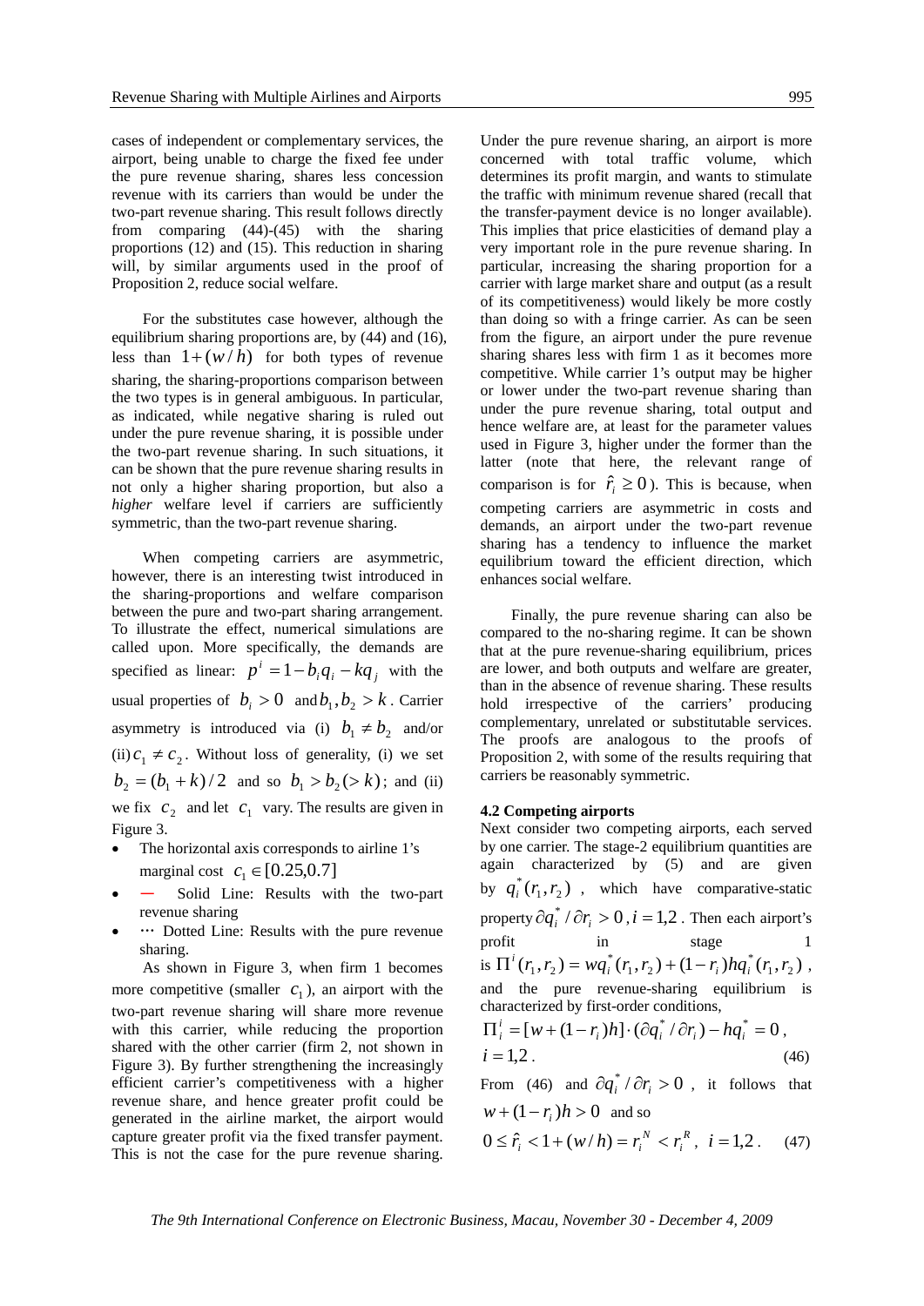cases of independent or complementary services, the airport, being unable to charge the fixed fee under the pure revenue sharing, shares less concession revenue with its carriers than would be under the two-part revenue sharing. This result follows directly from comparing (44)-(45) with the sharing proportions (12) and (15). This reduction in sharing will, by similar arguments used in the proof of Proposition 2, reduce social welfare.

For the substitutes case however, although the equilibrium sharing proportions are, by (44) and (16), less than $1+(w/h)$ for both types of revenue sharing, the sharing-proportions comparison between the two types is in general ambiguous. In particular, as indicated, while negative sharing is ruled out under the pure revenue sharing, it is possible under the two-part revenue sharing. In such situations, it can be shown that the pure revenue sharing results in not only a higher sharing proportion, but also a *higher* welfare level if carriers are sufficiently symmetric, than the two-part revenue sharing.

When competing carriers are asymmetric, however, there is an interesting twist introduced in the sharing-proportions and welfare comparison between the pure and two-part sharing arrangement. To illustrate the effect, numerical simulations are called upon. More specifically, the demands are specified as linear: $p^i = 1 - b_i q_i - kq_j$ with the usual properties of $b_i > 0$ and $b_1, b_2 > k$. Carrier asymmetry is introduced via (i) $b_1 \neq b_2$ and/or (ii) $c_1 \neq c_2$. Without loss of generality, (i) we set $b_2 = (b_1 + k)/2$ and so $b_1 > b_2 (> k)$; and (ii) we fix $c_2$ and let $c_1$ vary. The results are given in Figure 3.

- The horizontal axis corresponds to airline 1's marginal cost $c_1 \in [0.25, 0.7]$
- — Solid Line: Results with the two-part revenue sharing
- ··· Dotted Line: Results with the pure revenue sharing.

As shown in Figure 3, when firm 1 becomes more competitive (smaller $c_1$), an airport with the two-part revenue sharing will share more revenue with this carrier, while reducing the proportion shared with the other carrier (firm 2, not shown in Figure 3). By further strengthening the increasingly efficient carrier's competitiveness with a higher revenue share, and hence greater profit could be generated in the airline market, the airport would capture greater profit via the fixed transfer payment. This is not the case for the pure revenue sharing. Under the pure revenue sharing, an airport is more concerned with total traffic volume, which determines its profit margin, and wants to stimulate the traffic with minimum revenue shared (recall that the transfer-payment device is no longer available). This implies that price elasticities of demand play a very important role in the pure revenue sharing. In particular, increasing the sharing proportion for a carrier with large market share and output (as a result of its competitiveness) would likely be more costly than doing so with a fringe carrier. As can be seen from the figure, an airport under the pure revenue sharing shares less with firm 1 as it becomes more competitive. While carrier 1's output may be higher or lower under the two-part revenue sharing than under the pure revenue sharing, total output and hence welfare are, at least for the parameter values used in Figure 3, higher under the former than the latter (note that here, the relevant range of comparison is for $\hat{r}_i \geq 0$). This is because, when competing carriers are asymmetric in costs and demands, an airport under the two-part revenue sharing has a tendency to influence the market equilibrium toward the efficient direction, which enhances social welfare.

Finally, the pure revenue sharing can also be compared to the no-sharing regime. It can be shown that at the pure revenue-sharing equilibrium, prices are lower, and both outputs and welfare are greater, than in the absence of revenue sharing. These results hold irrespective of the carriers' producing complementary, unrelated or substitutable services. The proofs are analogous to the proofs of Proposition 2, with some of the results requiring that carriers be reasonably symmetric.

### 4.2 Competing airports

Next consider two competing airports, each served by one carrier. The stage-2 equilibrium quantities are again characterized by (5) and are given by $q_i^*(r_1, r_2)$, which have comparative-static property $\partial q_i^* / \partial r_i > 0$, $i = 1,2$. Then each airport's profit in stage 1 is $\Pi^i(r_1, r_2) = wq_i^*(r_1, r_2) + (1 - r_i)hq_i^*(r_1, r_2)$, and the pure revenue-sharing equilibrium is characterized by first-order conditions,

$$\Pi_i^i = [w + (1 - r_i)h] \cdot (\partial q_i^* / \partial r_i) - hq_i^* = 0,$$
$$i = 1,2. \qquad (46)$$

From (46) and $\partial q_i^* / \partial r_i > 0$, it follows that $w + (1 - r_i)h > 0$ and so

$$0 \leq \hat{r}_i < 1 + (w/h) = r_i^N < r_i^R, \ \ i = 1,2. \qquad (47)$$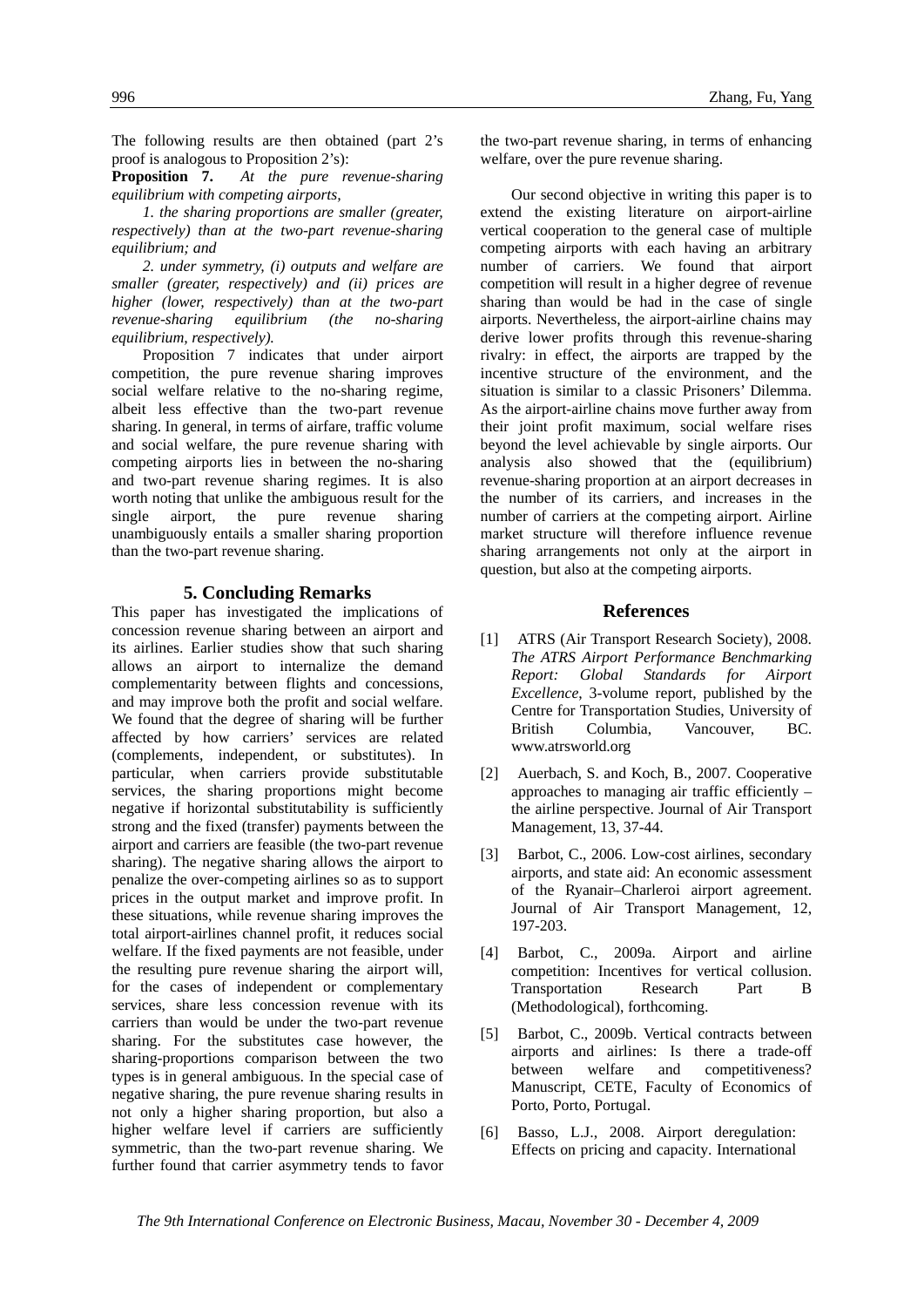The following results are then obtained (part 2's proof is analogous to Proposition 2's):

**Proposition 7.** *At the pure revenue-sharing equilibrium with competing airports,*

*1. the sharing proportions are smaller (greater, respectively) than at the two-part revenue-sharing equilibrium; and*

*2. under symmetry, (i) outputs and welfare are smaller (greater, respectively) and (ii) prices are higher (lower, respectively) than at the two-part revenue-sharing equilibrium (the no-sharing equilibrium, respectively).*

Proposition 7 indicates that under airport competition, the pure revenue sharing improves social welfare relative to the no-sharing regime, albeit less effective than the two-part revenue sharing. In general, in terms of airfare, traffic volume and social welfare, the pure revenue sharing with competing airports lies in between the no-sharing and two-part revenue sharing regimes. It is also worth noting that unlike the ambiguous result for the single airport, the pure revenue sharing unambiguously entails a smaller sharing proportion than the two-part revenue sharing.

## 5. Concluding Remarks

This paper has investigated the implications of concession revenue sharing between an airport and its airlines. Earlier studies show that such sharing allows an airport to internalize the demand complementarity between flights and concessions, and may improve both the profit and social welfare. We found that the degree of sharing will be further affected by how carriers' services are related (complements, independent, or substitutes). In particular, when carriers provide substitutable services, the sharing proportions might become negative if horizontal substitutability is sufficiently strong and the fixed (transfer) payments between the airport and carriers are feasible (the two-part revenue sharing). The negative sharing allows the airport to penalize the over-competing airlines so as to support prices in the output market and improve profit. In these situations, while revenue sharing improves the total airport-airlines channel profit, it reduces social welfare. If the fixed payments are not feasible, under the resulting pure revenue sharing the airport will, for the cases of independent or complementary services, share less concession revenue with its carriers than would be under the two-part revenue sharing. For the substitutes case however, the sharing-proportions comparison between the two types is in general ambiguous. In the special case of negative sharing, the pure revenue sharing results in not only a higher sharing proportion, but also a higher welfare level if carriers are sufficiently symmetric, than the two-part revenue sharing. We further found that carrier asymmetry tends to favor the two-part revenue sharing, in terms of enhancing welfare, over the pure revenue sharing.

Our second objective in writing this paper is to extend the existing literature on airport-airline vertical cooperation to the general case of multiple competing airports with each having an arbitrary number of carriers. We found that airport competition will result in a higher degree of revenue sharing than would be had in the case of single airports. Nevertheless, the airport-airline chains may derive lower profits through this revenue-sharing rivalry: in effect, the airports are trapped by the incentive structure of the environment, and the situation is similar to a classic Prisoners' Dilemma. As the airport-airline chains move further away from their joint profit maximum, social welfare rises beyond the level achievable by single airports. Our analysis also showed that the (equilibrium) revenue-sharing proportion at an airport decreases in the number of its carriers, and increases in the number of carriers at the competing airport. Airline market structure will therefore influence revenue sharing arrangements not only at the airport in question, but also at the competing airports.

## References

[1] ATRS (Air Transport Research Society), 2008. *The ATRS Airport Performance Benchmarking Report: Global Standards for Airport Excellence*, 3-volume report, published by the Centre for Transportation Studies, University of British Columbia, Vancouver, BC. www.atrsworld.org

[2] Auerbach, S. and Koch, B., 2007. Cooperative approaches to managing air traffic efficiently – the airline perspective. Journal of Air Transport Management, 13, 37-44.

[3] Barbot, C., 2006. Low-cost airlines, secondary airports, and state aid: An economic assessment of the Ryanair–Charleroi airport agreement. Journal of Air Transport Management, 12, 197-203.

[4] Barbot, C., 2009a. Airport and airline competition: Incentives for vertical collusion. Transportation Research Part B (Methodological), forthcoming.

[5] Barbot, C., 2009b. Vertical contracts between airports and airlines: Is there a trade-off between welfare and competitiveness? Manuscript, CETE, Faculty of Economics of Porto, Porto, Portugal.

[6] Basso, L.J., 2008. Airport deregulation: Effects on pricing and capacity. International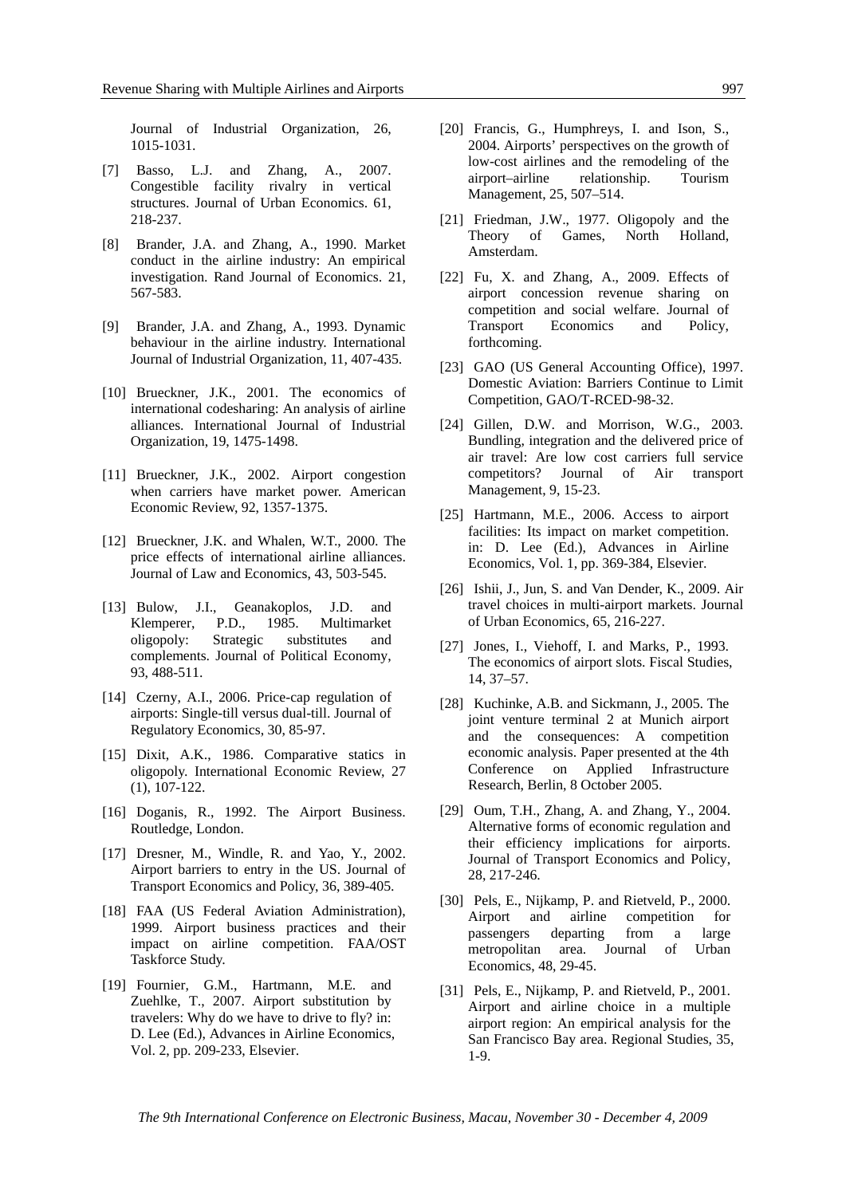Journal of Industrial Organization, 26, 1015-1031.

[7] Basso, L.J. and Zhang, A., 2007. Congestible facility rivalry in vertical structures. Journal of Urban Economics. 61, 218-237.

[8] Brander, J.A. and Zhang, A., 1990. Market conduct in the airline industry: An empirical investigation. Rand Journal of Economics. 21, 567-583.

[9] Brander, J.A. and Zhang, A., 1993. Dynamic behaviour in the airline industry. International Journal of Industrial Organization, 11, 407-435.

[10] Brueckner, J.K., 2001. The economics of international codesharing: An analysis of airline alliances. International Journal of Industrial Organization, 19, 1475-1498.

[11] Brueckner, J.K., 2002. Airport congestion when carriers have market power. American Economic Review, 92, 1357-1375.

[12] Brueckner, J.K. and Whalen, W.T., 2000. The price effects of international airline alliances. Journal of Law and Economics, 43, 503-545.

[13] Bulow, J.I., Geanakoplos, J.D. and Klemperer, P.D., 1985. Multimarket oligopoly: Strategic substitutes and complements. Journal of Political Economy, 93, 488-511.

[14] Czerny, A.I., 2006. Price-cap regulation of airports: Single-till versus dual-till. Journal of Regulatory Economics, 30, 85-97.

[15] Dixit, A.K., 1986. Comparative statics in oligopoly. International Economic Review, 27 (1), 107-122.

[16] Doganis, R., 1992. The Airport Business. Routledge, London.

[17] Dresner, M., Windle, R. and Yao, Y., 2002. Airport barriers to entry in the US. Journal of Transport Economics and Policy, 36, 389-405.

[18] FAA (US Federal Aviation Administration), 1999. Airport business practices and their impact on airline competition. FAA/OST Taskforce Study.

[19] Fournier, G.M., Hartmann, M.E. and Zuehlke, T., 2007. Airport substitution by travelers: Why do we have to drive to fly? in: D. Lee (Ed.), Advances in Airline Economics, Vol. 2, pp. 209-233, Elsevier.

[20] Francis, G., Humphreys, I. and Ison, S., 2004. Airports' perspectives on the growth of low-cost airlines and the remodeling of the airport–airline relationship. Tourism Management, 25, 507–514.

[21] Friedman, J.W., 1977. Oligopoly and the Theory of Games, North Holland, Amsterdam.

[22] Fu, X. and Zhang, A., 2009. Effects of airport concession revenue sharing on competition and social welfare. Journal of Transport Economics and Policy, forthcoming.

[23] GAO (US General Accounting Office), 1997. Domestic Aviation: Barriers Continue to Limit Competition, GAO/T-RCED-98-32.

[24] Gillen, D.W. and Morrison, W.G., 2003. Bundling, integration and the delivered price of air travel: Are low cost carriers full service competitors? Journal of Air transport Management, 9, 15-23.

[25] Hartmann, M.E., 2006. Access to airport facilities: Its impact on market competition. in: D. Lee (Ed.), Advances in Airline Economics, Vol. 1, pp. 369-384, Elsevier.

[26] Ishii, J., Jun, S. and Van Dender, K., 2009. Air travel choices in multi-airport markets. Journal of Urban Economics, 65, 216-227.

[27] Jones, I., Viehoff, I. and Marks, P., 1993. The economics of airport slots. Fiscal Studies, 14, 37–57.

[28] Kuchinke, A.B. and Sickmann, J., 2005. The joint venture terminal 2 at Munich airport and the consequences: A competition economic analysis. Paper presented at the 4th Conference on Applied Infrastructure Research, Berlin, 8 October 2005.

[29] Oum, T.H., Zhang, A. and Zhang, Y., 2004. Alternative forms of economic regulation and their efficiency implications for airports. Journal of Transport Economics and Policy, 28, 217-246.

[30] Pels, E., Nijkamp, P. and Rietveld, P., 2000. Airport and airline competition for passengers departing from a large metropolitan area. Journal of Urban Economics, 48, 29-45.

[31] Pels, E., Nijkamp, P. and Rietveld, P., 2001. Airport and airline choice in a multiple airport region: An empirical analysis for the San Francisco Bay area. Regional Studies, 35, 1-9.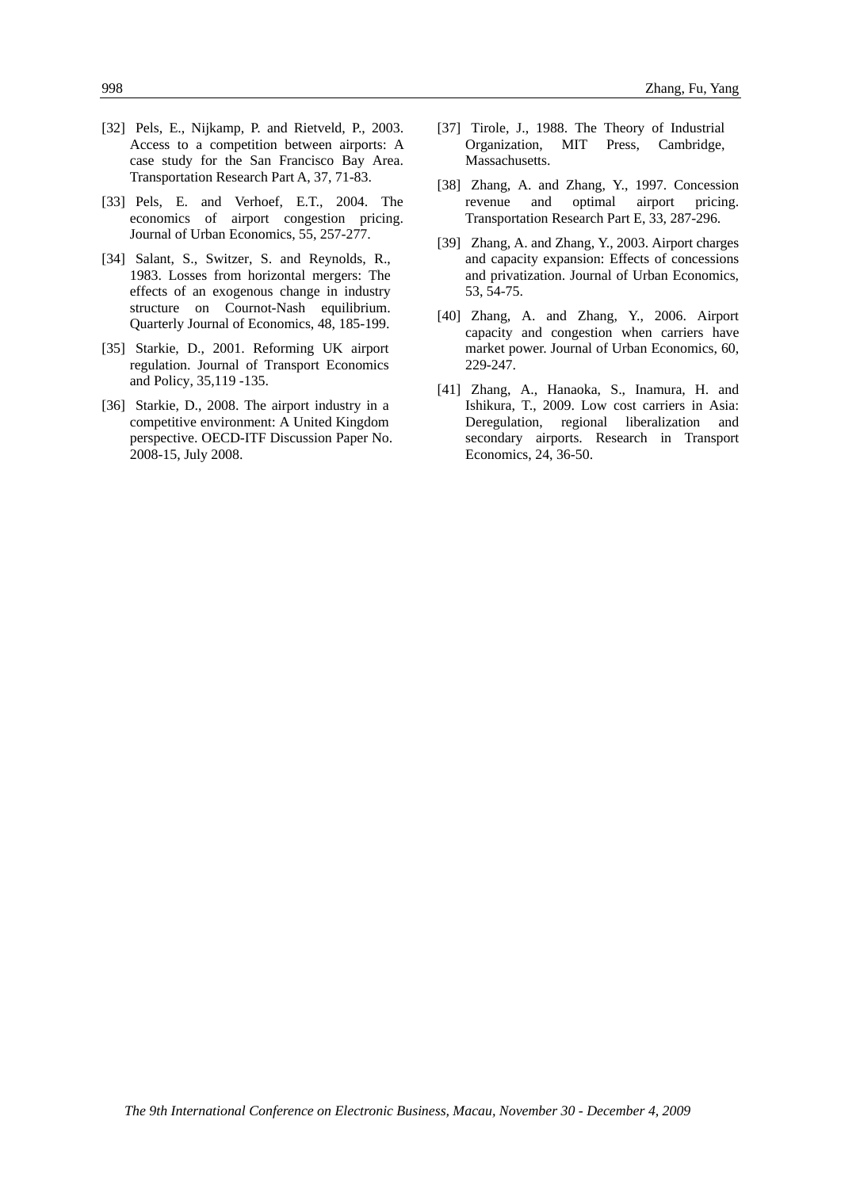[32] Pels, E., Nijkamp, P. and Rietveld, P., 2003. Access to a competition between airports: A case study for the San Francisco Bay Area. Transportation Research Part A, 37, 71-83.

[33] Pels, E. and Verhoef, E.T., 2004. The economics of airport congestion pricing. Journal of Urban Economics, 55, 257-277.

[34] Salant, S., Switzer, S. and Reynolds, R., 1983. Losses from horizontal mergers: The effects of an exogenous change in industry structure on Cournot-Nash equilibrium. Quarterly Journal of Economics, 48, 185-199.

[35] Starkie, D., 2001. Reforming UK airport regulation. Journal of Transport Economics and Policy, 35,119 -135.

[36] Starkie, D., 2008. The airport industry in a competitive environment: A United Kingdom perspective. OECD-ITF Discussion Paper No. 2008-15, July 2008.

[37] Tirole, J., 1988. The Theory of Industrial Organization, MIT Press, Cambridge, Massachusetts.

[38] Zhang, A. and Zhang, Y., 1997. Concession revenue and optimal airport pricing. Transportation Research Part E, 33, 287-296.

[39] Zhang, A. and Zhang, Y., 2003. Airport charges and capacity expansion: Effects of concessions and privatization. Journal of Urban Economics, 53, 54-75.

[40] Zhang, A. and Zhang, Y., 2006. Airport capacity and congestion when carriers have market power. Journal of Urban Economics, 60, 229-247.

[41] Zhang, A., Hanaoka, S., Inamura, H. and Ishikura, T., 2009. Low cost carriers in Asia: Deregulation, regional liberalization and secondary airports. Research in Transport Economics, 24, 36-50.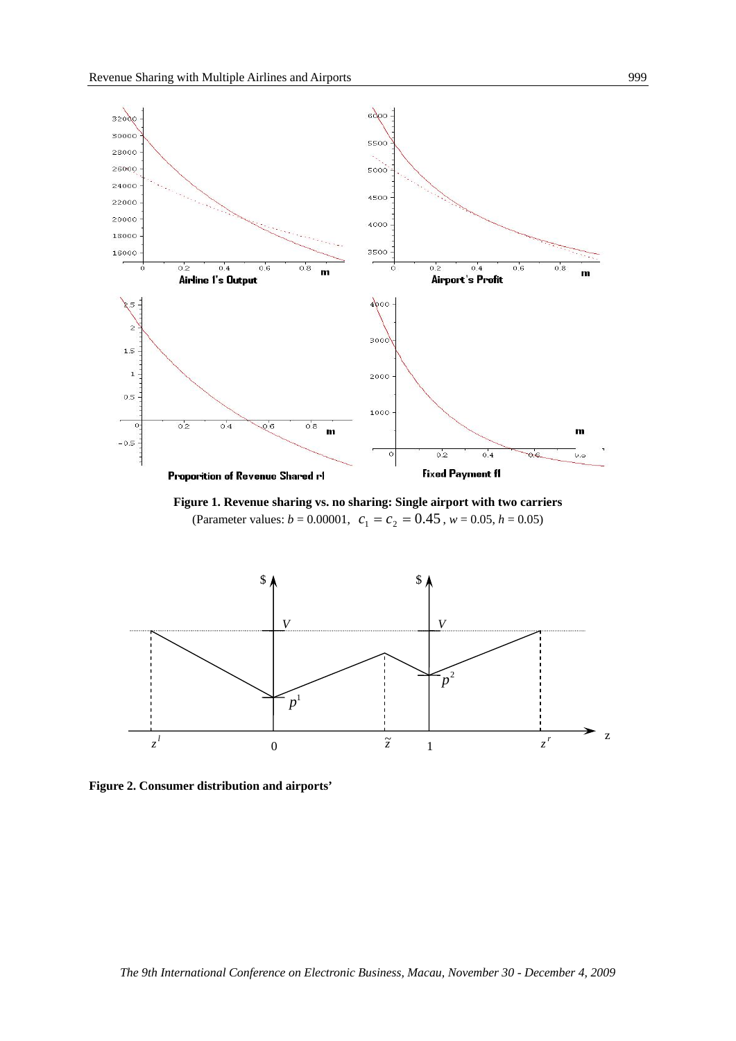**Figure 1. Revenue sharing vs. no sharing: Single airport with two carriers**
(Parameter values: $b$ = 0.00001, $c_1 = c_2 = 0.45$, $w$ = 0.05, $h$ = 0.05)

**Figure 2. Consumer distribution and airports'**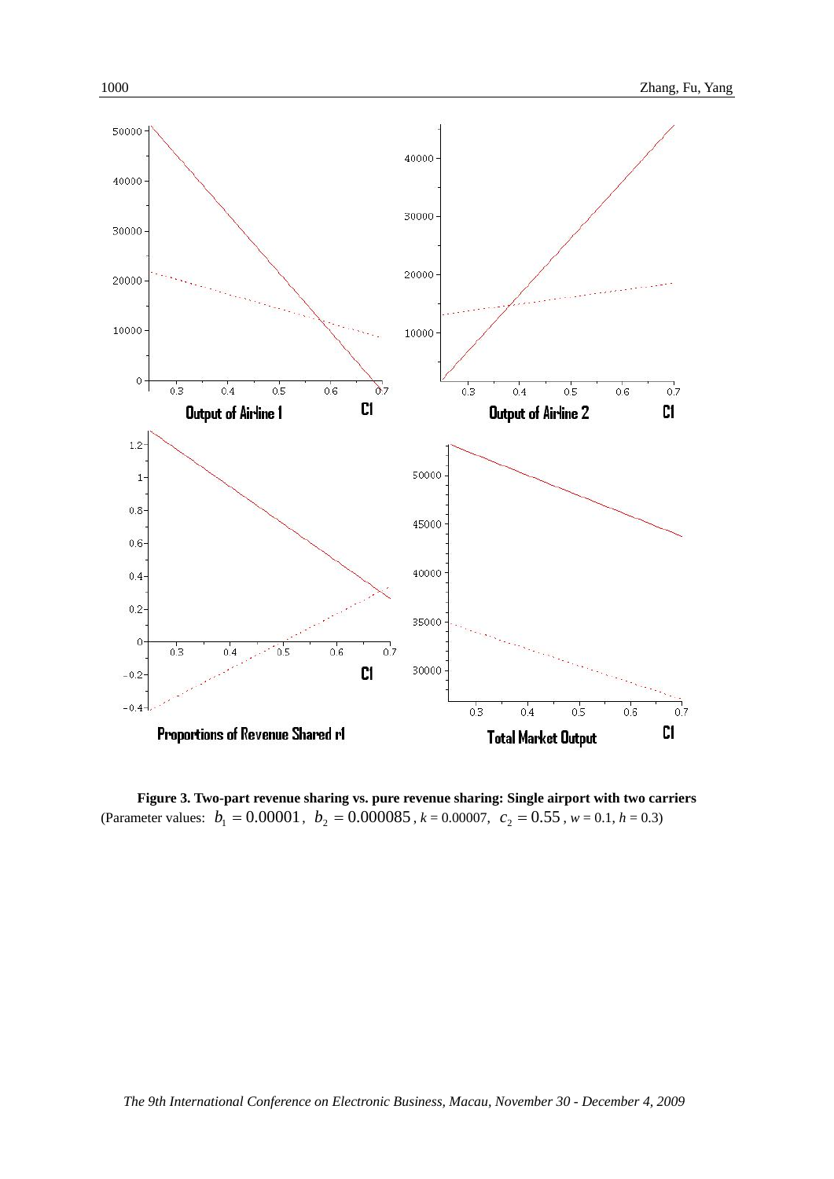50000
40000
30000
20000
10000
0
0.3
0.4
0.5
0.6
0.7
Output of Airline 1
C1

40000
30000
20000
10000
0.3
0.4
0.5
0.6
0.7
Output of Airline 2
C1

1.2
1
0.8
0.6
0.4
0.2
0
0.3
0.4
0.5
0.6
0.7
-0.2
-0.4
C1
Proportions of Revenue Shared r1

50000
45000
40000
35000
30000
0.3
0.4
0.5
0.6
0.7
Total Market Output
C1

**Figure 3. Two-part revenue sharing vs. pure revenue sharing: Single airport with two carriers**
(Parameter values: $b_1 = 0.00001$, $b_2 = 0.000085$, $k = 0.00007$, $c_2 = 0.55$, $w = 0.1$, $h = 0.3$)